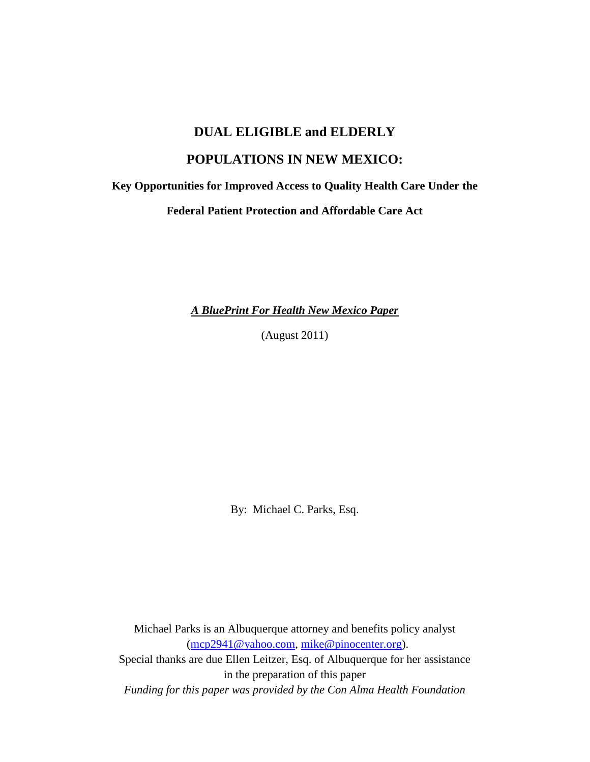# DUAL ELIGIBLE and ELDERLY

# POPULATIONS IN NEW MEXICO:

## Key Opportunities for Improved Access to Quality Health Care Under the Federal Patient Protection and Affordable Care Act

***A BluePrint For Health New Mexico Paper***

(August 2011)

By: Michael C. Parks, Esq.

Michael Parks is an Albuquerque attorney and benefits policy analyst (mcp2941@yahoo.com, mike@pinocenter.org).
Special thanks are due Ellen Leitzer, Esq. of Albuquerque for her assistance in the preparation of this paper
*Funding for this paper was provided by the Con Alma Health Foundation*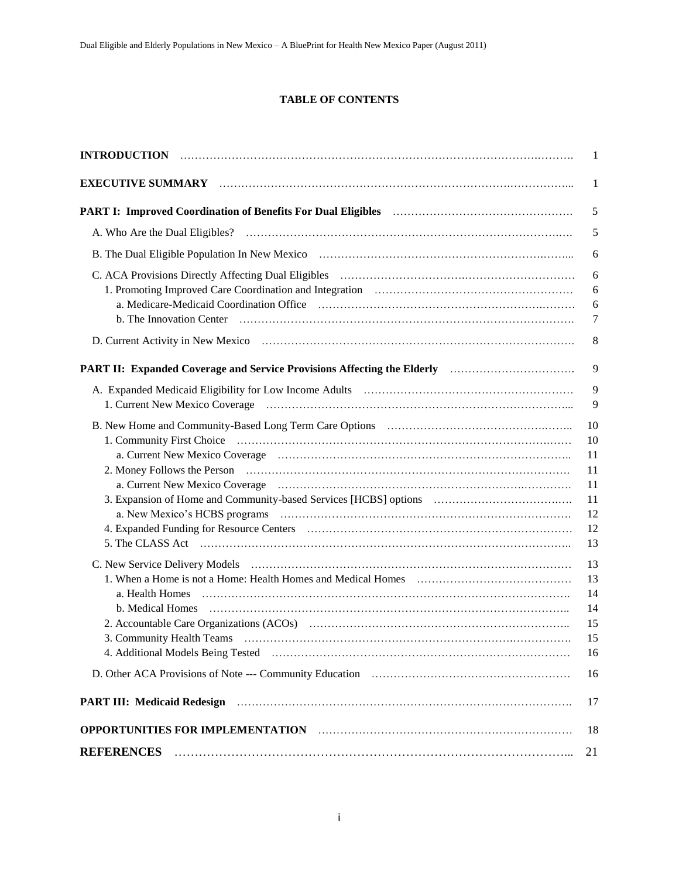# TABLE OF CONTENTS

| | |
|---|---|
| **INTRODUCTION** | 1 |
| **EXECUTIVE SUMMARY** | 1 |
| **PART I: Improved Coordination of Benefits For Dual Eligibles** | 5 |
| A. Who Are the Dual Eligibles? | 5 |
| B. The Dual Eligible Population In New Mexico | 6 |
| C. ACA Provisions Directly Affecting Dual Eligibles | 6 |
| 1. Promoting Improved Care Coordination and Integration | 6 |
| a. Medicare-Medicaid Coordination Office | 6 |
| b. The Innovation Center | 7 |
| D. Current Activity in New Mexico | 8 |
| **PART II: Expanded Coverage and Service Provisions Affecting the Elderly** | 9 |
| A. Expanded Medicaid Eligibility for Low Income Adults | 9 |
| 1. Current New Mexico Coverage | 9 |
| B. New Home and Community-Based Long Term Care Options | 10 |
| 1. Community First Choice | 10 |
| a. Current New Mexico Coverage | 11 |
| 2. Money Follows the Person | 11 |
| a. Current New Mexico Coverage | 11 |
| 3. Expansion of Home and Community-based Services [HCBS] options | 11 |
| a. New Mexico's HCBS programs | 12 |
| 4. Expanded Funding for Resource Centers | 12 |
| 5. The CLASS Act | 13 |
| C. New Service Delivery Models | 13 |
| 1. When a Home is not a Home: Health Homes and Medical Homes | 13 |
| a. Health Homes | 14 |
| b. Medical Homes | 14 |
| 2. Accountable Care Organizations (ACOs) | 15 |
| 3. Community Health Teams | 15 |
| 4. Additional Models Being Tested | 16 |
| D. Other ACA Provisions of Note --- Community Education | 16 |
| **PART III: Medicaid Redesign** | 17 |
| **OPPORTUNITIES FOR IMPLEMENTATION** | 18 |
| **REFERENCES** | 21 |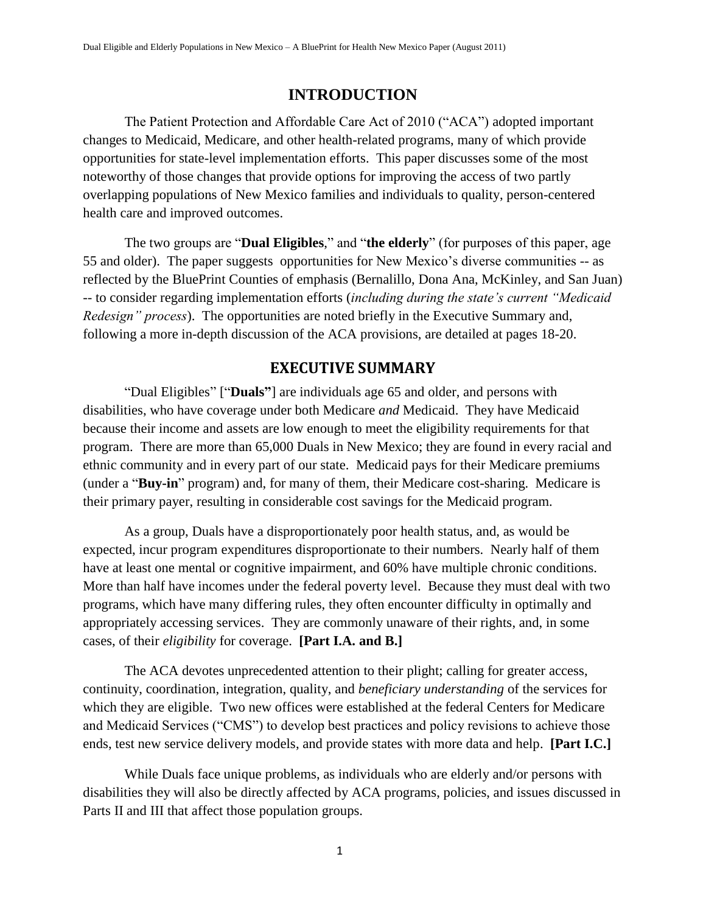# INTRODUCTION

The Patient Protection and Affordable Care Act of 2010 ("ACA") adopted important changes to Medicaid, Medicare, and other health-related programs, many of which provide opportunities for state-level implementation efforts. This paper discusses some of the most noteworthy of those changes that provide options for improving the access of two partly overlapping populations of New Mexico families and individuals to quality, person-centered health care and improved outcomes.

The two groups are "**Dual Eligibles**," and "**the elderly**" (for purposes of this paper, age 55 and older). The paper suggests opportunities for New Mexico's diverse communities -- as reflected by the BluePrint Counties of emphasis (Bernalillo, Dona Ana, McKinley, and San Juan) -- to consider regarding implementation efforts (*including during the state's current "Medicaid Redesign" process*). The opportunities are noted briefly in the Executive Summary and, following a more in-depth discussion of the ACA provisions, are detailed at pages 18-20.

# EXECUTIVE SUMMARY

"Dual Eligibles" ["**Duals"**] are individuals age 65 and older, and persons with disabilities, who have coverage under both Medicare *and* Medicaid. They have Medicaid because their income and assets are low enough to meet the eligibility requirements for that program. There are more than 65,000 Duals in New Mexico; they are found in every racial and ethnic community and in every part of our state. Medicaid pays for their Medicare premiums (under a "**Buy-in**" program) and, for many of them, their Medicare cost-sharing. Medicare is their primary payer, resulting in considerable cost savings for the Medicaid program.

As a group, Duals have a disproportionately poor health status, and, as would be expected, incur program expenditures disproportionate to their numbers. Nearly half of them have at least one mental or cognitive impairment, and 60% have multiple chronic conditions. More than half have incomes under the federal poverty level. Because they must deal with two programs, which have many differing rules, they often encounter difficulty in optimally and appropriately accessing services. They are commonly unaware of their rights, and, in some cases, of their *eligibility* for coverage. **[Part I.A. and B.]**

The ACA devotes unprecedented attention to their plight; calling for greater access, continuity, coordination, integration, quality, and *beneficiary understanding* of the services for which they are eligible. Two new offices were established at the federal Centers for Medicare and Medicaid Services ("CMS") to develop best practices and policy revisions to achieve those ends, test new service delivery models, and provide states with more data and help. **[Part I.C.]**

While Duals face unique problems, as individuals who are elderly and/or persons with disabilities they will also be directly affected by ACA programs, policies, and issues discussed in Parts II and III that affect those population groups.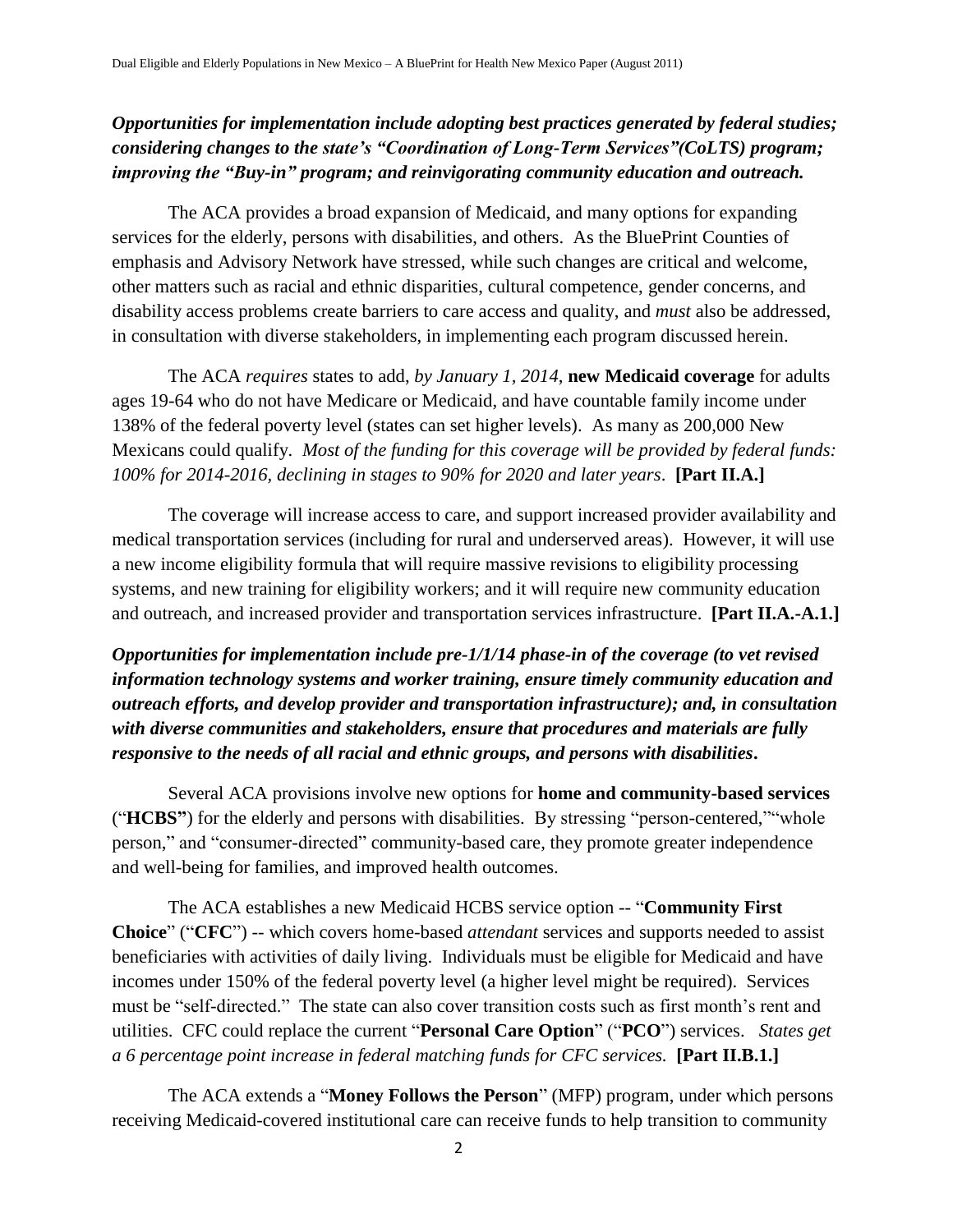***Opportunities for implementation include adopting best practices generated by federal studies; considering changes to the state's "Coordination of Long-Term Services"(CoLTS) program; improving the "Buy-in" program; and reinvigorating community education and outreach.***

The ACA provides a broad expansion of Medicaid, and many options for expanding services for the elderly, persons with disabilities, and others. As the BluePrint Counties of emphasis and Advisory Network have stressed, while such changes are critical and welcome, other matters such as racial and ethnic disparities, cultural competence, gender concerns, and disability access problems create barriers to care access and quality, and *must* also be addressed, in consultation with diverse stakeholders, in implementing each program discussed herein.

The ACA *requires* states to add, *by January 1, 2014*, **new Medicaid coverage** for adults ages 19-64 who do not have Medicare or Medicaid, and have countable family income under 138% of the federal poverty level (states can set higher levels). As many as 200,000 New Mexicans could qualify. *Most of the funding for this coverage will be provided by federal funds: 100% for 2014-2016, declining in stages to 90% for 2020 and later years*. **[Part II.A.]**

The coverage will increase access to care, and support increased provider availability and medical transportation services (including for rural and underserved areas). However, it will use a new income eligibility formula that will require massive revisions to eligibility processing systems, and new training for eligibility workers; and it will require new community education and outreach, and increased provider and transportation services infrastructure. **[Part II.A.-A.1.]**

***Opportunities for implementation include pre-1/1/14 phase-in of the coverage (to vet revised information technology systems and worker training, ensure timely community education and outreach efforts, and develop provider and transportation infrastructure); and, in consultation with diverse communities and stakeholders, ensure that procedures and materials are fully responsive to the needs of all racial and ethnic groups, and persons with disabilities.***

Several ACA provisions involve new options for **home and community-based services** ("**HCBS**") for the elderly and persons with disabilities. By stressing "person-centered,""whole person," and "consumer-directed" community-based care, they promote greater independence and well-being for families, and improved health outcomes.

The ACA establishes a new Medicaid HCBS service option -- "**Community First Choice**" ("**CFC**") -- which covers home-based *attendant* services and supports needed to assist beneficiaries with activities of daily living. Individuals must be eligible for Medicaid and have incomes under 150% of the federal poverty level (a higher level might be required). Services must be "self-directed." The state can also cover transition costs such as first month's rent and utilities. CFC could replace the current "**Personal Care Option**" ("**PCO**") services. *States get a 6 percentage point increase in federal matching funds for CFC services.* **[Part II.B.1.]**

The ACA extends a "**Money Follows the Person**" (MFP) program, under which persons receiving Medicaid-covered institutional care can receive funds to help transition to community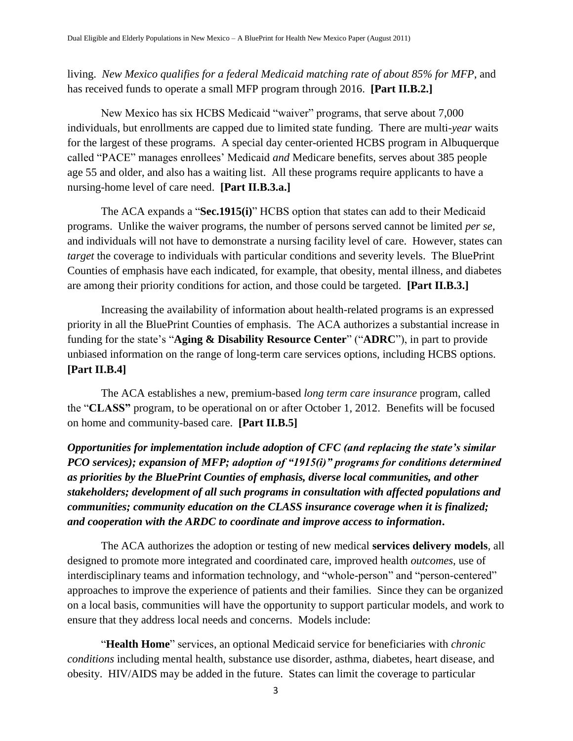living. *New Mexico qualifies for a federal Medicaid matching rate of about 85% for MFP*, and has received funds to operate a small MFP program through 2016. **[Part II.B.2.]**

New Mexico has six HCBS Medicaid "waiver" programs, that serve about 7,000 individuals, but enrollments are capped due to limited state funding. There are multi-*year* waits for the largest of these programs. A special day center-oriented HCBS program in Albuquerque called "PACE" manages enrollees' Medicaid *and* Medicare benefits, serves about 385 people age 55 and older, and also has a waiting list. All these programs require applicants to have a nursing-home level of care need. **[Part II.B.3.a.]**

The ACA expands a "**Sec.1915(i)**" HCBS option that states can add to their Medicaid programs. Unlike the waiver programs, the number of persons served cannot be limited *per se,* and individuals will not have to demonstrate a nursing facility level of care. However, states can *target* the coverage to individuals with particular conditions and severity levels. The BluePrint Counties of emphasis have each indicated, for example, that obesity, mental illness, and diabetes are among their priority conditions for action, and those could be targeted. **[Part II.B.3.]**

Increasing the availability of information about health-related programs is an expressed priority in all the BluePrint Counties of emphasis. The ACA authorizes a substantial increase in funding for the state's "**Aging & Disability Resource Center**" ("**ADRC**"), in part to provide unbiased information on the range of long-term care services options, including HCBS options. **[Part II.B.4]**

The ACA establishes a new, premium-based *long term care insurance* program, called the "**CLASS"** program, to be operational on or after October 1, 2012. Benefits will be focused on home and community-based care. **[Part II.B.5]**

***Opportunities for implementation include adoption of CFC (and replacing the state's similar PCO services); expansion of MFP; adoption of "1915(i)" programs for conditions determined as priorities by the BluePrint Counties of emphasis, diverse local communities, and other stakeholders; development of all such programs in consultation with affected populations and communities; community education on the CLASS insurance coverage when it is finalized; and cooperation with the ARDC to coordinate and improve access to information.***

The ACA authorizes the adoption or testing of new medical **services delivery models**, all designed to promote more integrated and coordinated care, improved health *outcomes*, use of interdisciplinary teams and information technology, and "whole-person" and "person-centered" approaches to improve the experience of patients and their families. Since they can be organized on a local basis, communities will have the opportunity to support particular models, and work to ensure that they address local needs and concerns. Models include:

"**Health Home**" services, an optional Medicaid service for beneficiaries with *chronic conditions* including mental health, substance use disorder, asthma, diabetes, heart disease, and obesity. HIV/AIDS may be added in the future. States can limit the coverage to particular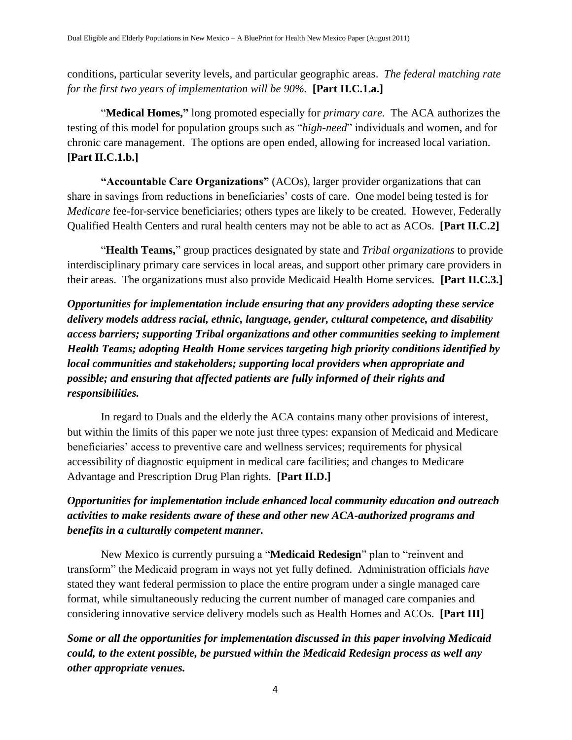conditions, particular severity levels, and particular geographic areas. *The federal matching rate for the first two years of implementation will be 90%.* **[Part II.C.1.a.]**

"**Medical Homes,"** long promoted especially for *primary care.* The ACA authorizes the testing of this model for population groups such as "*high-need*" individuals and women, and for chronic care management. The options are open ended, allowing for increased local variation. **[Part II.C.1.b.]**

**"Accountable Care Organizations"** (ACOs), larger provider organizations that can share in savings from reductions in beneficiaries' costs of care. One model being tested is for *Medicare* fee-for-service beneficiaries; others types are likely to be created. However, Federally Qualified Health Centers and rural health centers may not be able to act as ACOs. **[Part II.C.2]**

"**Health Teams,**" group practices designated by state and *Tribal organizations* to provide interdisciplinary primary care services in local areas, and support other primary care providers in their areas. The organizations must also provide Medicaid Health Home services. **[Part II.C.3.]**

***Opportunities for implementation include ensuring that any providers adopting these service delivery models address racial, ethnic, language, gender, cultural competence, and disability access barriers; supporting Tribal organizations and other communities seeking to implement Health Teams; adopting Health Home services targeting high priority conditions identified by local communities and stakeholders; supporting local providers when appropriate and possible; and ensuring that affected patients are fully informed of their rights and responsibilities.***

In regard to Duals and the elderly the ACA contains many other provisions of interest, but within the limits of this paper we note just three types: expansion of Medicaid and Medicare beneficiaries' access to preventive care and wellness services; requirements for physical accessibility of diagnostic equipment in medical care facilities; and changes to Medicare Advantage and Prescription Drug Plan rights. **[Part II.D.]**

***Opportunities for implementation include enhanced local community education and outreach activities to make residents aware of these and other new ACA-authorized programs and benefits in a culturally competent manner.***

New Mexico is currently pursuing a "**Medicaid Redesign**" plan to "reinvent and transform" the Medicaid program in ways not yet fully defined. Administration officials *have* stated they want federal permission to place the entire program under a single managed care format, while simultaneously reducing the current number of managed care companies and considering innovative service delivery models such as Health Homes and ACOs. **[Part III]**

***Some or all the opportunities for implementation discussed in this paper involving Medicaid could, to the extent possible, be pursued within the Medicaid Redesign process as well any other appropriate venues.***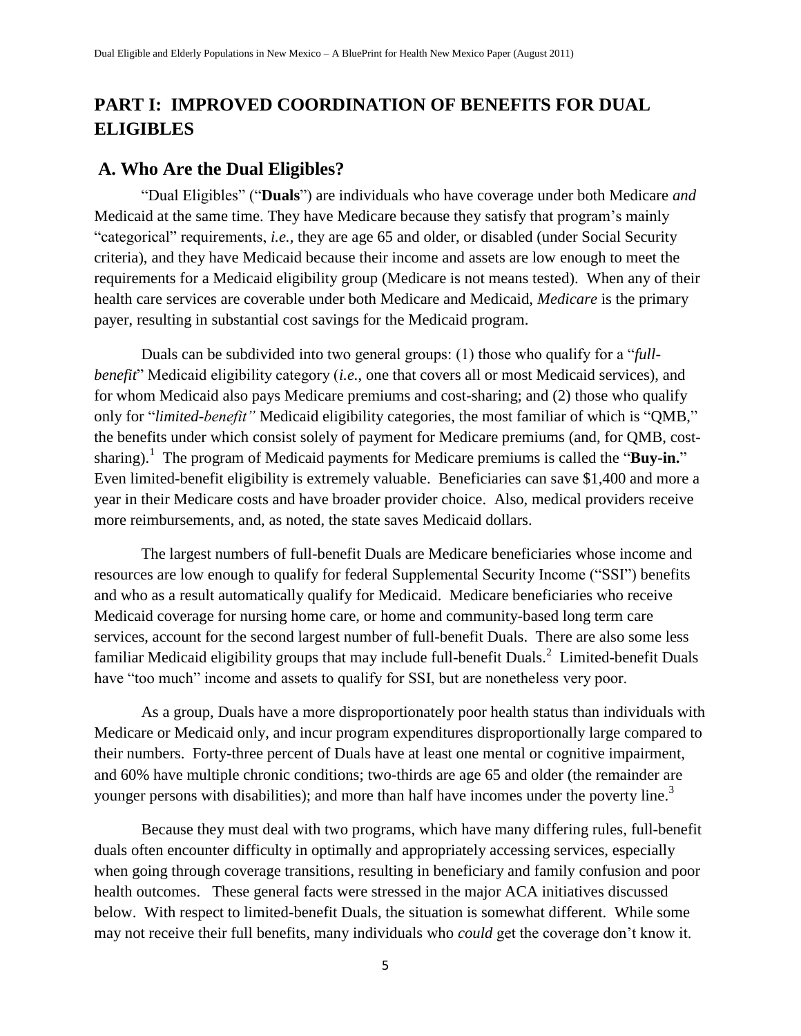# PART I: IMPROVED COORDINATION OF BENEFITS FOR DUAL ELIGIBLES

## A. Who Are the Dual Eligibles?

"Dual Eligibles" ("**Duals**") are individuals who have coverage under both Medicare *and* Medicaid at the same time. They have Medicare because they satisfy that program's mainly "categorical" requirements, *i.e.*, they are age 65 and older, or disabled (under Social Security criteria), and they have Medicaid because their income and assets are low enough to meet the requirements for a Medicaid eligibility group (Medicare is not means tested). When any of their health care services are coverable under both Medicare and Medicaid, *Medicare* is the primary payer, resulting in substantial cost savings for the Medicaid program.

Duals can be subdivided into two general groups: (1) those who qualify for a "*full-benefit*" Medicaid eligibility category (*i.e.*, one that covers all or most Medicaid services), and for whom Medicaid also pays Medicare premiums and cost-sharing; and (2) those who qualify only for "*limited-benefit"* Medicaid eligibility categories, the most familiar of which is "QMB," the benefits under which consist solely of payment for Medicare premiums (and, for QMB, cost-sharing).[1] The program of Medicaid payments for Medicare premiums is called the "**Buy-in.**" Even limited-benefit eligibility is extremely valuable. Beneficiaries can save $1,400 and more a year in their Medicare costs and have broader provider choice. Also, medical providers receive more reimbursements, and, as noted, the state saves Medicaid dollars.

The largest numbers of full-benefit Duals are Medicare beneficiaries whose income and resources are low enough to qualify for federal Supplemental Security Income ("SSI") benefits and who as a result automatically qualify for Medicaid. Medicare beneficiaries who receive Medicaid coverage for nursing home care, or home and community-based long term care services, account for the second largest number of full-benefit Duals. There are also some less familiar Medicaid eligibility groups that may include full-benefit Duals.[2] Limited-benefit Duals have "too much" income and assets to qualify for SSI, but are nonetheless very poor.

As a group, Duals have a more disproportionately poor health status than individuals with Medicare or Medicaid only, and incur program expenditures disproportionally large compared to their numbers. Forty-three percent of Duals have at least one mental or cognitive impairment, and 60% have multiple chronic conditions; two-thirds are age 65 and older (the remainder are younger persons with disabilities); and more than half have incomes under the poverty line.[3]

Because they must deal with two programs, which have many differing rules, full-benefit duals often encounter difficulty in optimally and appropriately accessing services, especially when going through coverage transitions, resulting in beneficiary and family confusion and poor health outcomes. These general facts were stressed in the major ACA initiatives discussed below. With respect to limited-benefit Duals, the situation is somewhat different. While some may not receive their full benefits, many individuals who *could* get the coverage don't know it.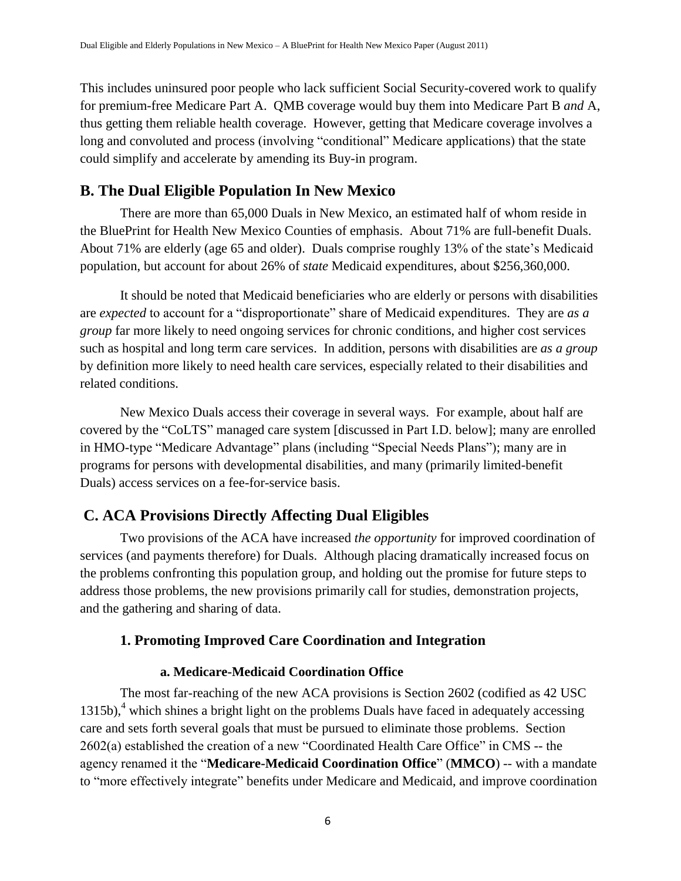This includes uninsured poor people who lack sufficient Social Security-covered work to qualify for premium-free Medicare Part A. QMB coverage would buy them into Medicare Part B *and* A, thus getting them reliable health coverage. However, getting that Medicare coverage involves a long and convoluted and process (involving "conditional" Medicare applications) that the state could simplify and accelerate by amending its Buy-in program.

## B. The Dual Eligible Population In New Mexico

There are more than 65,000 Duals in New Mexico, an estimated half of whom reside in the BluePrint for Health New Mexico Counties of emphasis. About 71% are full-benefit Duals. About 71% are elderly (age 65 and older). Duals comprise roughly 13% of the state's Medicaid population, but account for about 26% of *state* Medicaid expenditures, about $256,360,000.

It should be noted that Medicaid beneficiaries who are elderly or persons with disabilities are *expected* to account for a "disproportionate" share of Medicaid expenditures. They are *as a group* far more likely to need ongoing services for chronic conditions, and higher cost services such as hospital and long term care services. In addition, persons with disabilities are *as a group* by definition more likely to need health care services, especially related to their disabilities and related conditions.

New Mexico Duals access their coverage in several ways. For example, about half are covered by the "CoLTS" managed care system [discussed in Part I.D. below]; many are enrolled in HMO-type "Medicare Advantage" plans (including "Special Needs Plans"); many are in programs for persons with developmental disabilities, and many (primarily limited-benefit Duals) access services on a fee-for-service basis.

## C. ACA Provisions Directly Affecting Dual Eligibles

Two provisions of the ACA have increased *the opportunity* for improved coordination of services (and payments therefore) for Duals. Although placing dramatically increased focus on the problems confronting this population group, and holding out the promise for future steps to address those problems, the new provisions primarily call for studies, demonstration projects, and the gathering and sharing of data.

### 1. Promoting Improved Care Coordination and Integration

#### a. Medicare-Medicaid Coordination Office

The most far-reaching of the new ACA provisions is Section 2602 (codified as 42 USC 1315b),[4] which shines a bright light on the problems Duals have faced in adequately accessing care and sets forth several goals that must be pursued to eliminate those problems. Section 2602(a) established the creation of a new "Coordinated Health Care Office" in CMS -- the agency renamed it the "**Medicare-Medicaid Coordination Office**" (**MMCO**) -- with a mandate to "more effectively integrate" benefits under Medicare and Medicaid, and improve coordination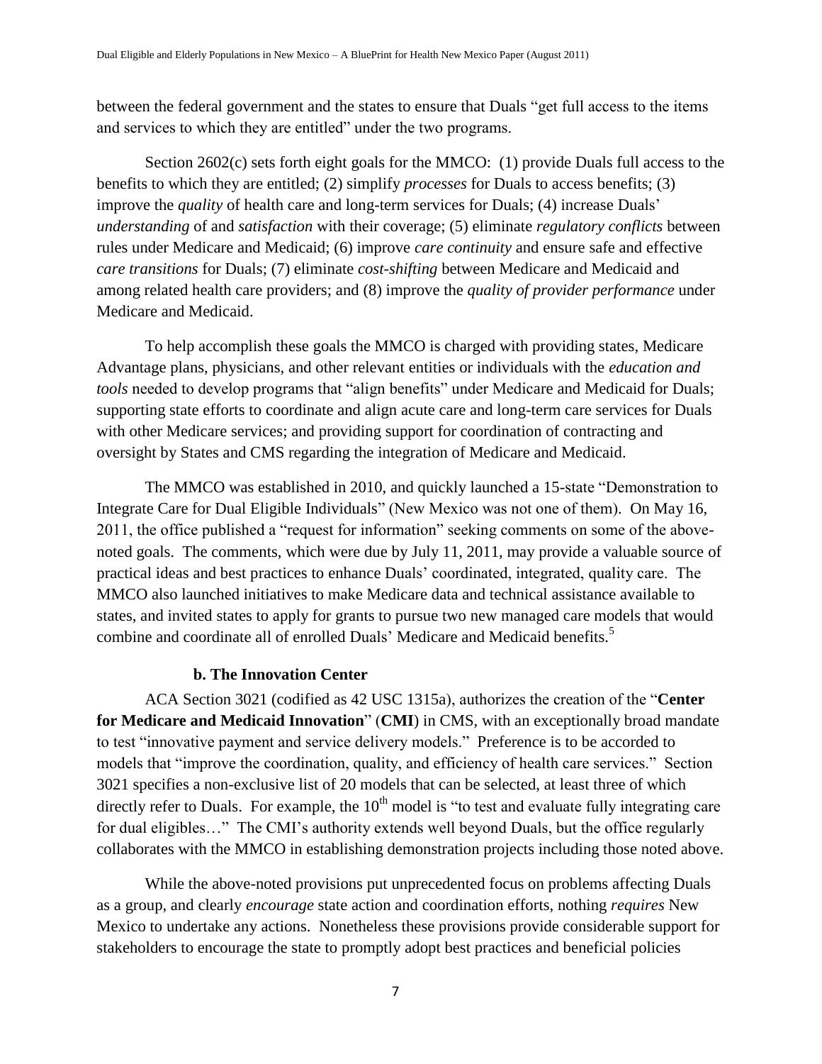between the federal government and the states to ensure that Duals "get full access to the items and services to which they are entitled" under the two programs.

Section 2602(c) sets forth eight goals for the MMCO: (1) provide Duals full access to the benefits to which they are entitled; (2) simplify *processes* for Duals to access benefits; (3) improve the *quality* of health care and long-term services for Duals; (4) increase Duals' *understanding* of and *satisfaction* with their coverage; (5) eliminate *regulatory conflicts* between rules under Medicare and Medicaid; (6) improve *care continuity* and ensure safe and effective *care transitions* for Duals; (7) eliminate *cost-shifting* between Medicare and Medicaid and among related health care providers; and (8) improve the *quality of provider performance* under Medicare and Medicaid.

To help accomplish these goals the MMCO is charged with providing states, Medicare Advantage plans, physicians, and other relevant entities or individuals with the *education and tools* needed to develop programs that "align benefits" under Medicare and Medicaid for Duals; supporting state efforts to coordinate and align acute care and long-term care services for Duals with other Medicare services; and providing support for coordination of contracting and oversight by States and CMS regarding the integration of Medicare and Medicaid.

The MMCO was established in 2010, and quickly launched a 15-state "Demonstration to Integrate Care for Dual Eligible Individuals" (New Mexico was not one of them). On May 16, 2011, the office published a "request for information" seeking comments on some of the above-noted goals. The comments, which were due by July 11, 2011, may provide a valuable source of practical ideas and best practices to enhance Duals' coordinated, integrated, quality care. The MMCO also launched initiatives to make Medicare data and technical assistance available to states, and invited states to apply for grants to pursue two new managed care models that would combine and coordinate all of enrolled Duals' Medicare and Medicaid benefits.[5]

#### b. The Innovation Center

ACA Section 3021 (codified as 42 USC 1315a), authorizes the creation of the "**Center for Medicare and Medicaid Innovation**" (**CMI**) in CMS, with an exceptionally broad mandate to test "innovative payment and service delivery models." Preference is to be accorded to models that "improve the coordination, quality, and efficiency of health care services." Section 3021 specifies a non-exclusive list of 20 models that can be selected, at least three of which directly refer to Duals. For example, the 10th model is "to test and evaluate fully integrating care for dual eligibles…" The CMI's authority extends well beyond Duals, but the office regularly collaborates with the MMCO in establishing demonstration projects including those noted above.

While the above-noted provisions put unprecedented focus on problems affecting Duals as a group, and clearly *encourage* state action and coordination efforts, nothing *requires* New Mexico to undertake any actions. Nonetheless these provisions provide considerable support for stakeholders to encourage the state to promptly adopt best practices and beneficial policies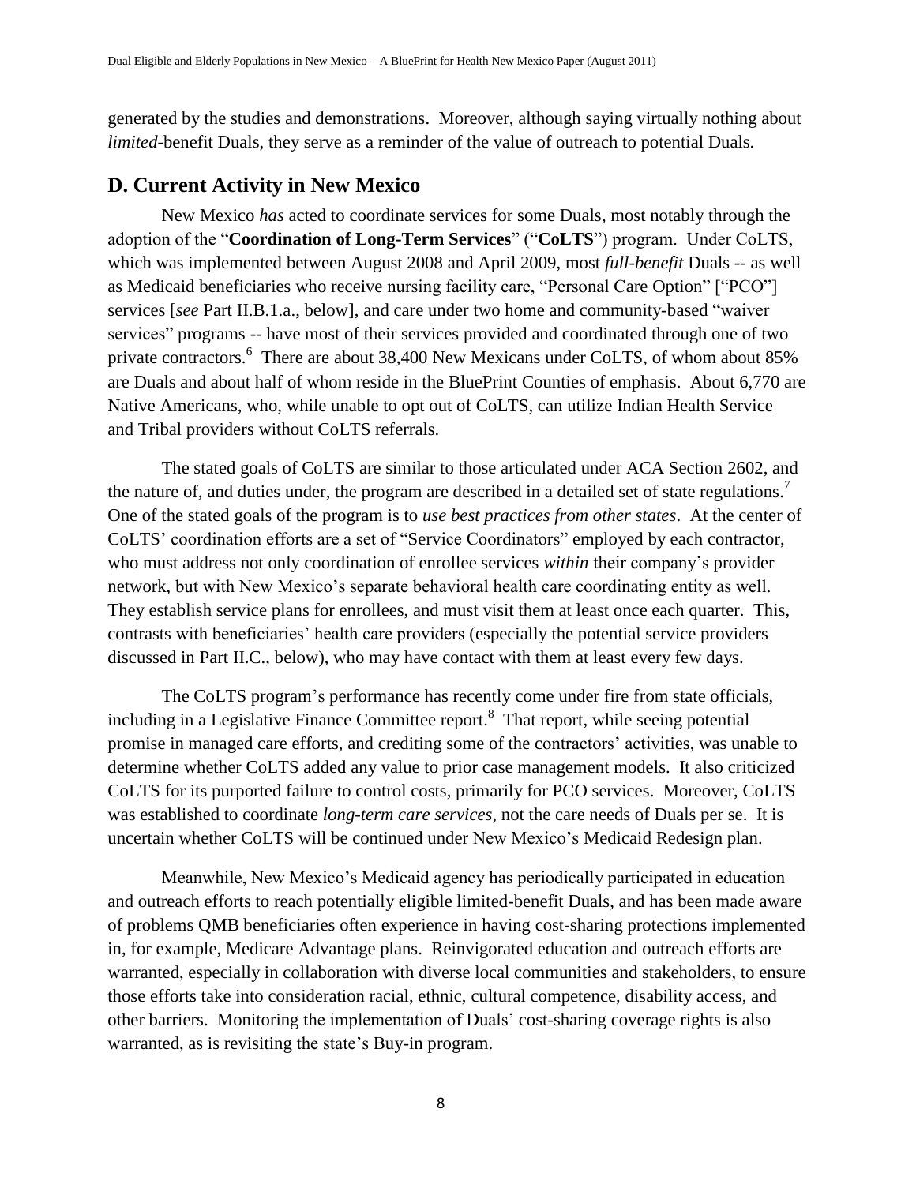generated by the studies and demonstrations. Moreover, although saying virtually nothing about *limited*-benefit Duals, they serve as a reminder of the value of outreach to potential Duals.

## D. Current Activity in New Mexico

New Mexico *has* acted to coordinate services for some Duals, most notably through the adoption of the "**Coordination of Long-Term Services**" ("**CoLTS**") program. Under CoLTS, which was implemented between August 2008 and April 2009, most *full-benefit* Duals -- as well as Medicaid beneficiaries who receive nursing facility care, "Personal Care Option" ["PCO"] services [*see* Part II.B.1.a., below], and care under two home and community-based "waiver services" programs -- have most of their services provided and coordinated through one of two private contractors.[6] There are about 38,400 New Mexicans under CoLTS, of whom about 85% are Duals and about half of whom reside in the BluePrint Counties of emphasis. About 6,770 are Native Americans, who, while unable to opt out of CoLTS, can utilize Indian Health Service and Tribal providers without CoLTS referrals.

The stated goals of CoLTS are similar to those articulated under ACA Section 2602, and the nature of, and duties under, the program are described in a detailed set of state regulations.[7] One of the stated goals of the program is to *use best practices from other states*. At the center of CoLTS' coordination efforts are a set of "Service Coordinators" employed by each contractor, who must address not only coordination of enrollee services *within* their company's provider network, but with New Mexico's separate behavioral health care coordinating entity as well. They establish service plans for enrollees, and must visit them at least once each quarter. This, contrasts with beneficiaries' health care providers (especially the potential service providers discussed in Part II.C., below), who may have contact with them at least every few days.

The CoLTS program's performance has recently come under fire from state officials, including in a Legislative Finance Committee report.[8] That report, while seeing potential promise in managed care efforts, and crediting some of the contractors' activities, was unable to determine whether CoLTS added any value to prior case management models. It also criticized CoLTS for its purported failure to control costs, primarily for PCO services. Moreover, CoLTS was established to coordinate *long-term care services*, not the care needs of Duals per se. It is uncertain whether CoLTS will be continued under New Mexico's Medicaid Redesign plan.

Meanwhile, New Mexico's Medicaid agency has periodically participated in education and outreach efforts to reach potentially eligible limited-benefit Duals, and has been made aware of problems QMB beneficiaries often experience in having cost-sharing protections implemented in, for example, Medicare Advantage plans. Reinvigorated education and outreach efforts are warranted, especially in collaboration with diverse local communities and stakeholders, to ensure those efforts take into consideration racial, ethnic, cultural competence, disability access, and other barriers. Monitoring the implementation of Duals' cost-sharing coverage rights is also warranted, as is revisiting the state's Buy-in program.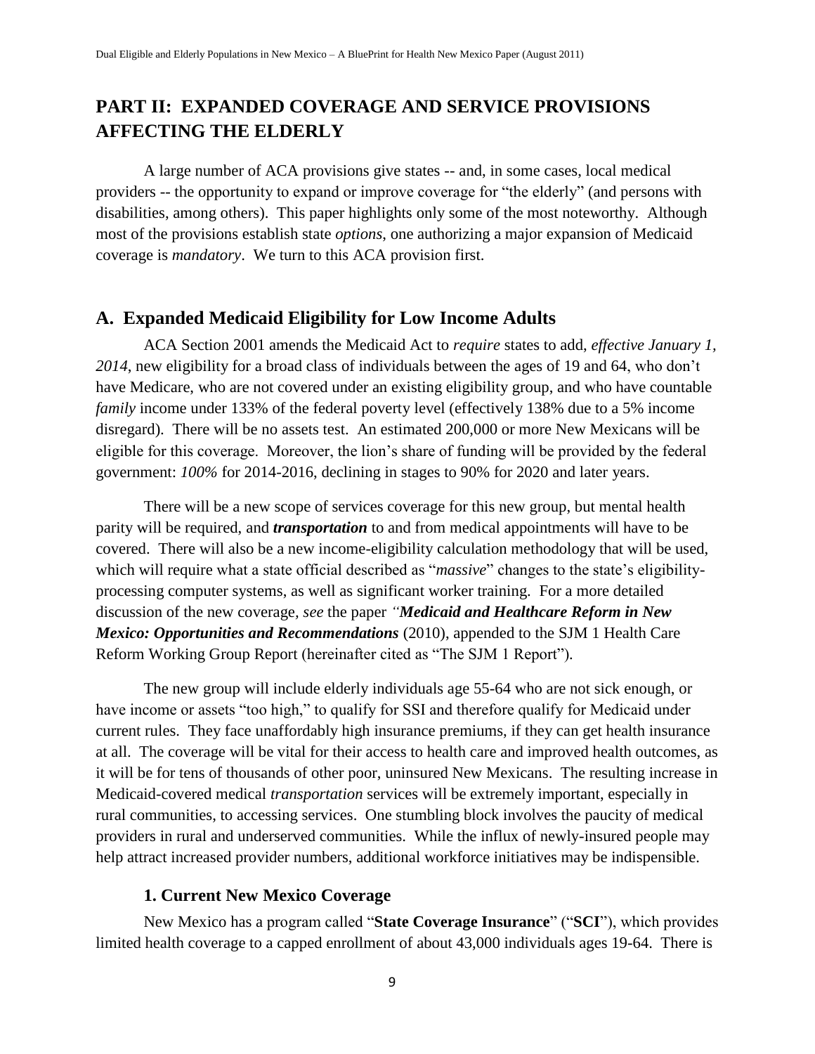## PART II: EXPANDED COVERAGE AND SERVICE PROVISIONS AFFECTING THE ELDERLY

A large number of ACA provisions give states -- and, in some cases, local medical providers -- the opportunity to expand or improve coverage for "the elderly" (and persons with disabilities, among others). This paper highlights only some of the most noteworthy. Although most of the provisions establish state *options*, one authorizing a major expansion of Medicaid coverage is *mandatory*. We turn to this ACA provision first.

### A. Expanded Medicaid Eligibility for Low Income Adults

ACA Section 2001 amends the Medicaid Act to *require* states to add, *effective January 1, 2014*, new eligibility for a broad class of individuals between the ages of 19 and 64, who don't have Medicare, who are not covered under an existing eligibility group, and who have countable *family* income under 133% of the federal poverty level (effectively 138% due to a 5% income disregard). There will be no assets test. An estimated 200,000 or more New Mexicans will be eligible for this coverage. Moreover, the lion's share of funding will be provided by the federal government: *100%* for 2014-2016, declining in stages to 90% for 2020 and later years.

There will be a new scope of services coverage for this new group, but mental health parity will be required, and ***transportation*** to and from medical appointments will have to be covered. There will also be a new income-eligibility calculation methodology that will be used, which will require what a state official described as "*massive*" changes to the state's eligibility-processing computer systems, as well as significant worker training. For a more detailed discussion of the new coverage, *see* the paper *"**Medicaid and Healthcare Reform in New Mexico: Opportunities and Recommendations*** (2010), appended to the SJM 1 Health Care Reform Working Group Report (hereinafter cited as "The SJM 1 Report").

The new group will include elderly individuals age 55-64 who are not sick enough, or have income or assets "too high," to qualify for SSI and therefore qualify for Medicaid under current rules. They face unaffordably high insurance premiums, if they can get health insurance at all. The coverage will be vital for their access to health care and improved health outcomes, as it will be for tens of thousands of other poor, uninsured New Mexicans. The resulting increase in Medicaid-covered medical *transportation* services will be extremely important, especially in rural communities, to accessing services. One stumbling block involves the paucity of medical providers in rural and underserved communities. While the influx of newly-insured people may help attract increased provider numbers, additional workforce initiatives may be indispensible.

#### 1. Current New Mexico Coverage

New Mexico has a program called "**State Coverage Insurance**" ("**SCI**"), which provides limited health coverage to a capped enrollment of about 43,000 individuals ages 19-64. There is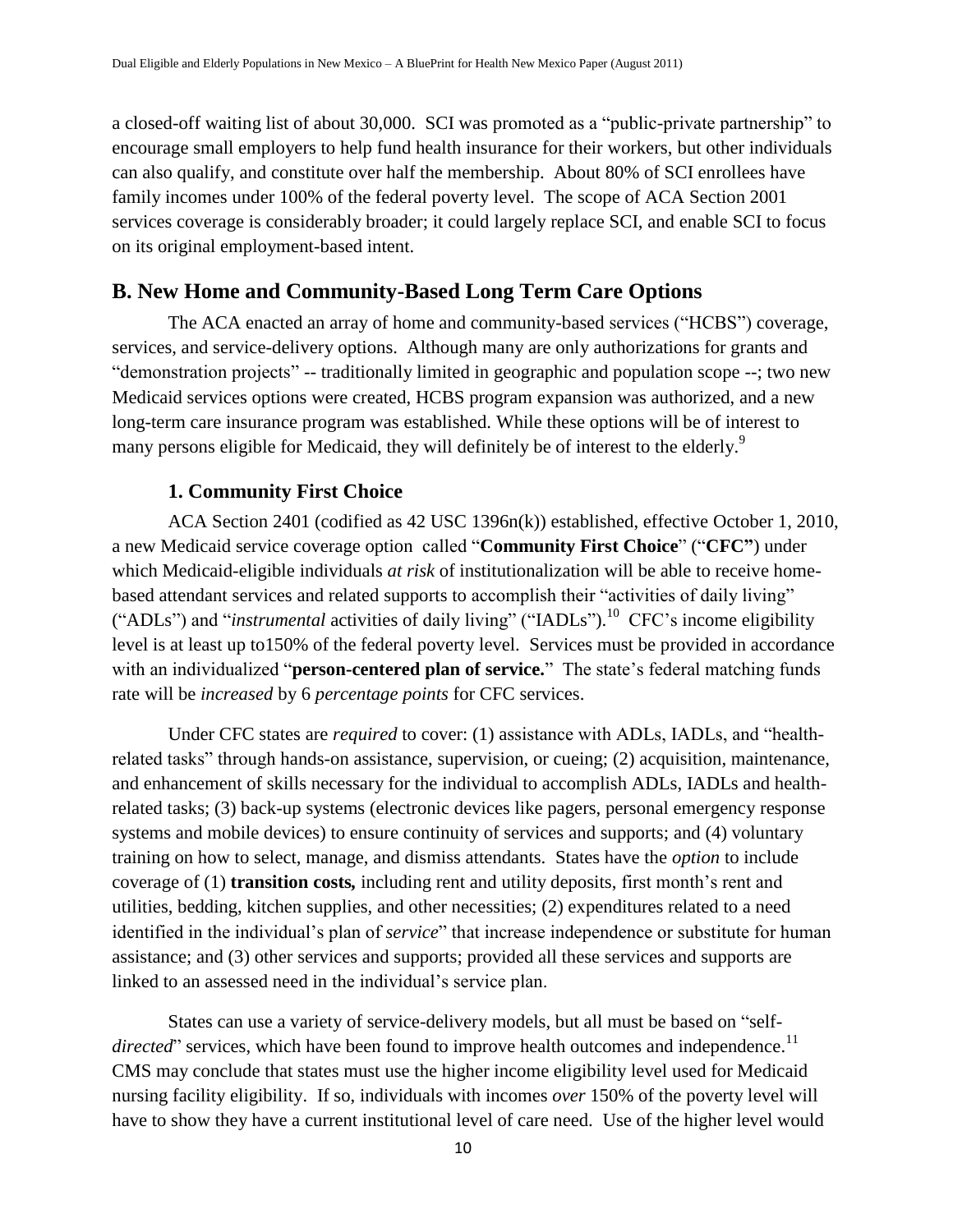a closed-off waiting list of about 30,000. SCI was promoted as a "public-private partnership" to encourage small employers to help fund health insurance for their workers, but other individuals can also qualify, and constitute over half the membership. About 80% of SCI enrollees have family incomes under 100% of the federal poverty level. The scope of ACA Section 2001 services coverage is considerably broader; it could largely replace SCI, and enable SCI to focus on its original employment-based intent.

## B. New Home and Community-Based Long Term Care Options

The ACA enacted an array of home and community-based services ("HCBS") coverage, services, and service-delivery options. Although many are only authorizations for grants and "demonstration projects" -- traditionally limited in geographic and population scope --; two new Medicaid services options were created, HCBS program expansion was authorized, and a new long-term care insurance program was established. While these options will be of interest to many persons eligible for Medicaid, they will definitely be of interest to the elderly.[9]

### 1. Community First Choice

ACA Section 2401 (codified as 42 USC 1396n(k)) established, effective October 1, 2010, a new Medicaid service coverage option called "**Community First Choice**" ("**CFC"**) under which Medicaid-eligible individuals *at risk* of institutionalization will be able to receive home-based attendant services and related supports to accomplish their "activities of daily living" ("ADLs") and "*instrumental* activities of daily living" ("IADLs").[10] CFC's income eligibility level is at least up to150% of the federal poverty level. Services must be provided in accordance with an individualized "**person-centered plan of service.**" The state's federal matching funds rate will be *increased* by 6 *percentage points* for CFC services.

Under CFC states are *required* to cover: (1) assistance with ADLs, IADLs, and "health-related tasks" through hands-on assistance, supervision, or cueing; (2) acquisition, maintenance, and enhancement of skills necessary for the individual to accomplish ADLs, IADLs and health-related tasks; (3) back-up systems (electronic devices like pagers, personal emergency response systems and mobile devices) to ensure continuity of services and supports; and (4) voluntary training on how to select, manage, and dismiss attendants. States have the *option* to include coverage of (1) **transition costs,** including rent and utility deposits, first month's rent and utilities, bedding, kitchen supplies, and other necessities; (2) expenditures related to a need identified in the individual's plan of *service*" that increase independence or substitute for human assistance; and (3) other services and supports; provided all these services and supports are linked to an assessed need in the individual's service plan.

States can use a variety of service-delivery models, but all must be based on "self-*directed*" services, which have been found to improve health outcomes and independence.[11] CMS may conclude that states must use the higher income eligibility level used for Medicaid nursing facility eligibility. If so, individuals with incomes *over* 150% of the poverty level will have to show they have a current institutional level of care need. Use of the higher level would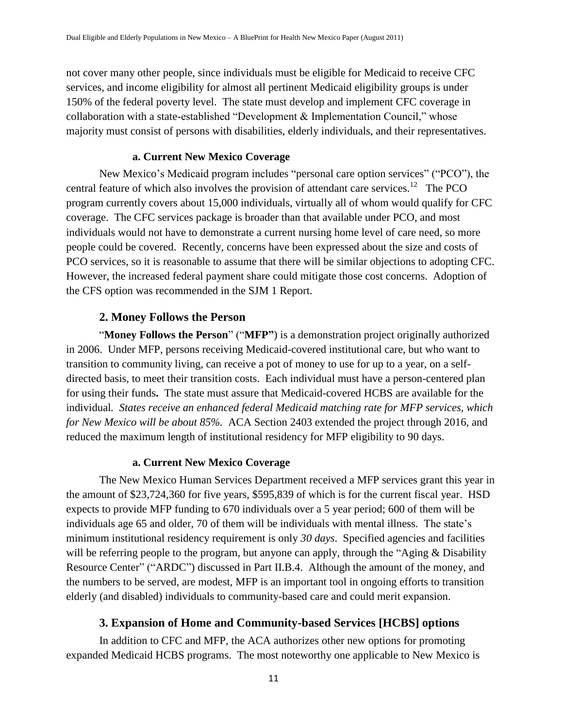not cover many other people, since individuals must be eligible for Medicaid to receive CFC services, and income eligibility for almost all pertinent Medicaid eligibility groups is under 150% of the federal poverty level. The state must develop and implement CFC coverage in collaboration with a state-established "Development & Implementation Council," whose majority must consist of persons with disabilities, elderly individuals, and their representatives.

#### a. Current New Mexico Coverage

New Mexico's Medicaid program includes "personal care option services" ("PCO"), the central feature of which also involves the provision of attendant care services.[12] The PCO program currently covers about 15,000 individuals, virtually all of whom would qualify for CFC coverage. The CFC services package is broader than that available under PCO, and most individuals would not have to demonstrate a current nursing home level of care need, so more people could be covered. Recently, concerns have been expressed about the size and costs of PCO services, so it is reasonable to assume that there will be similar objections to adopting CFC. However, the increased federal payment share could mitigate those cost concerns. Adoption of the CFS option was recommended in the SJM 1 Report.

### 2. Money Follows the Person

"**Money Follows the Person**" ("**MFP"**) is a demonstration project originally authorized in 2006. Under MFP, persons receiving Medicaid-covered institutional care, but who want to transition to community living, can receive a pot of money to use for up to a year, on a self-directed basis, to meet their transition costs. Each individual must have a person-centered plan for using their funds**.** The state must assure that Medicaid-covered HCBS are available for the individual*. States receive an enhanced federal Medicaid matching rate for MFP services, which for New Mexico will be about 85%.* ACA Section 2403 extended the project through 2016, and reduced the maximum length of institutional residency for MFP eligibility to 90 days.

#### a. Current New Mexico Coverage

The New Mexico Human Services Department received a MFP services grant this year in the amount of $23,724,360 for five years, $595,839 of which is for the current fiscal year. HSD expects to provide MFP funding to 670 individuals over a 5 year period; 600 of them will be individuals age 65 and older, 70 of them will be individuals with mental illness. The state's minimum institutional residency requirement is only *30 days*. Specified agencies and facilities will be referring people to the program, but anyone can apply, through the "Aging & Disability Resource Center" ("ARDC") discussed in Part II.B.4. Although the amount of the money, and the numbers to be served, are modest, MFP is an important tool in ongoing efforts to transition elderly (and disabled) individuals to community-based care and could merit expansion.

### 3. Expansion of Home and Community-based Services [HCBS] options

In addition to CFC and MFP, the ACA authorizes other new options for promoting expanded Medicaid HCBS programs. The most noteworthy one applicable to New Mexico is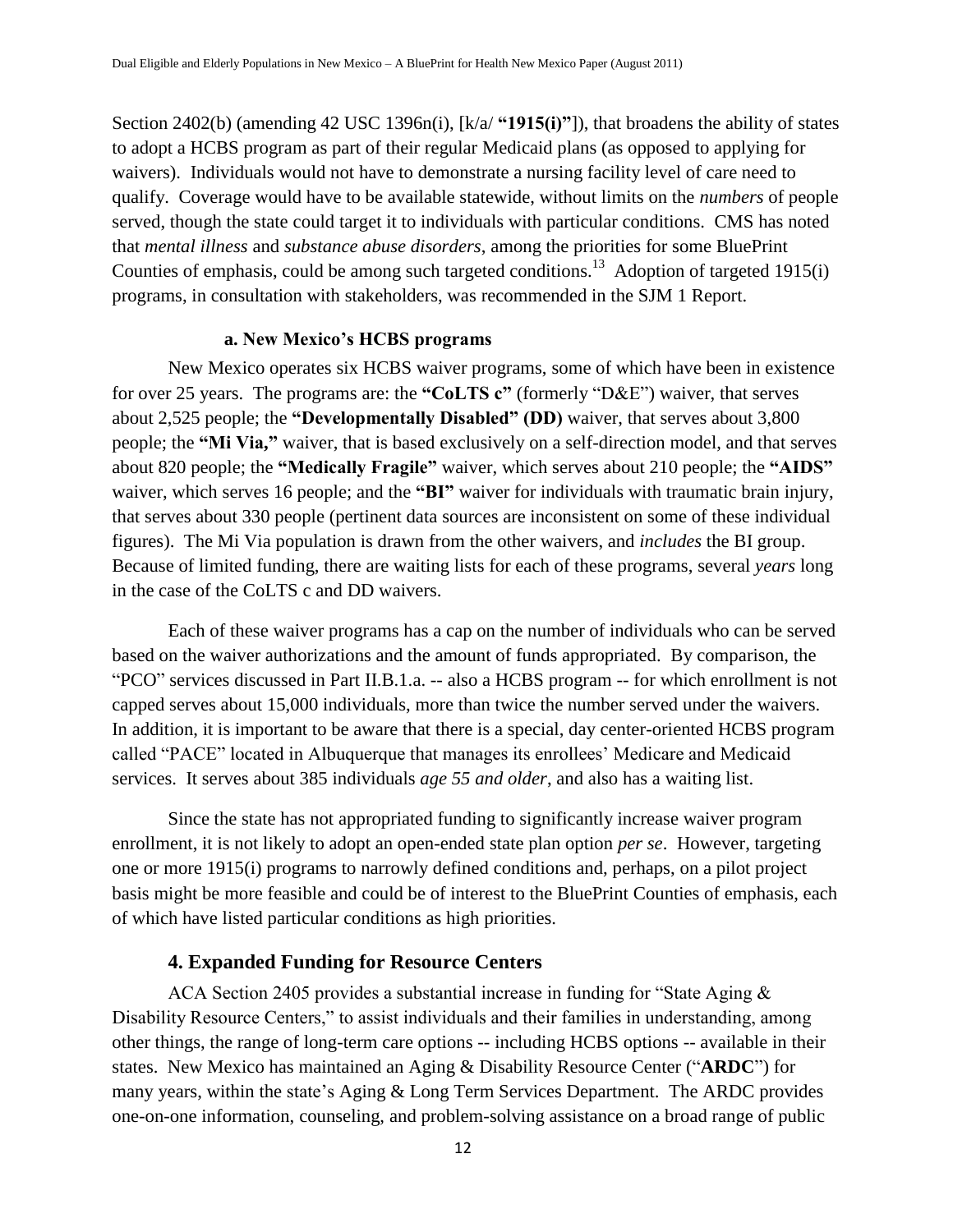Section 2402(b) (amending 42 USC 1396n(i), [k/a/ **"1915(i)"**]), that broadens the ability of states to adopt a HCBS program as part of their regular Medicaid plans (as opposed to applying for waivers). Individuals would not have to demonstrate a nursing facility level of care need to qualify. Coverage would have to be available statewide, without limits on the *numbers* of people served, though the state could target it to individuals with particular conditions. CMS has noted that *mental illness* and *substance abuse disorders*, among the priorities for some BluePrint Counties of emphasis, could be among such targeted conditions.[13] Adoption of targeted 1915(i) programs, in consultation with stakeholders, was recommended in the SJM 1 Report.

#### a. New Mexico's HCBS programs

New Mexico operates six HCBS waiver programs, some of which have been in existence for over 25 years. The programs are: the **"CoLTS c"** (formerly "D&E") waiver, that serves about 2,525 people; the **"Developmentally Disabled" (DD)** waiver, that serves about 3,800 people; the **"Mi Via,"** waiver, that is based exclusively on a self-direction model, and that serves about 820 people; the **"Medically Fragile"** waiver, which serves about 210 people; the **"AIDS"** waiver, which serves 16 people; and the **"BI"** waiver for individuals with traumatic brain injury, that serves about 330 people (pertinent data sources are inconsistent on some of these individual figures). The Mi Via population is drawn from the other waivers, and *includes* the BI group. Because of limited funding, there are waiting lists for each of these programs, several *years* long in the case of the CoLTS c and DD waivers.

Each of these waiver programs has a cap on the number of individuals who can be served based on the waiver authorizations and the amount of funds appropriated. By comparison, the "PCO" services discussed in Part II.B.1.a. -- also a HCBS program -- for which enrollment is not capped serves about 15,000 individuals, more than twice the number served under the waivers. In addition, it is important to be aware that there is a special, day center-oriented HCBS program called "PACE" located in Albuquerque that manages its enrollees' Medicare and Medicaid services. It serves about 385 individuals *age 55 and older*, and also has a waiting list.

Since the state has not appropriated funding to significantly increase waiver program enrollment, it is not likely to adopt an open-ended state plan option *per se*. However, targeting one or more 1915(i) programs to narrowly defined conditions and, perhaps, on a pilot project basis might be more feasible and could be of interest to the BluePrint Counties of emphasis, each of which have listed particular conditions as high priorities.

### 4. Expanded Funding for Resource Centers

ACA Section 2405 provides a substantial increase in funding for "State Aging & Disability Resource Centers," to assist individuals and their families in understanding, among other things, the range of long-term care options -- including HCBS options -- available in their states. New Mexico has maintained an Aging & Disability Resource Center ("**ARDC**") for many years, within the state's Aging & Long Term Services Department. The ARDC provides one-on-one information, counseling, and problem-solving assistance on a broad range of public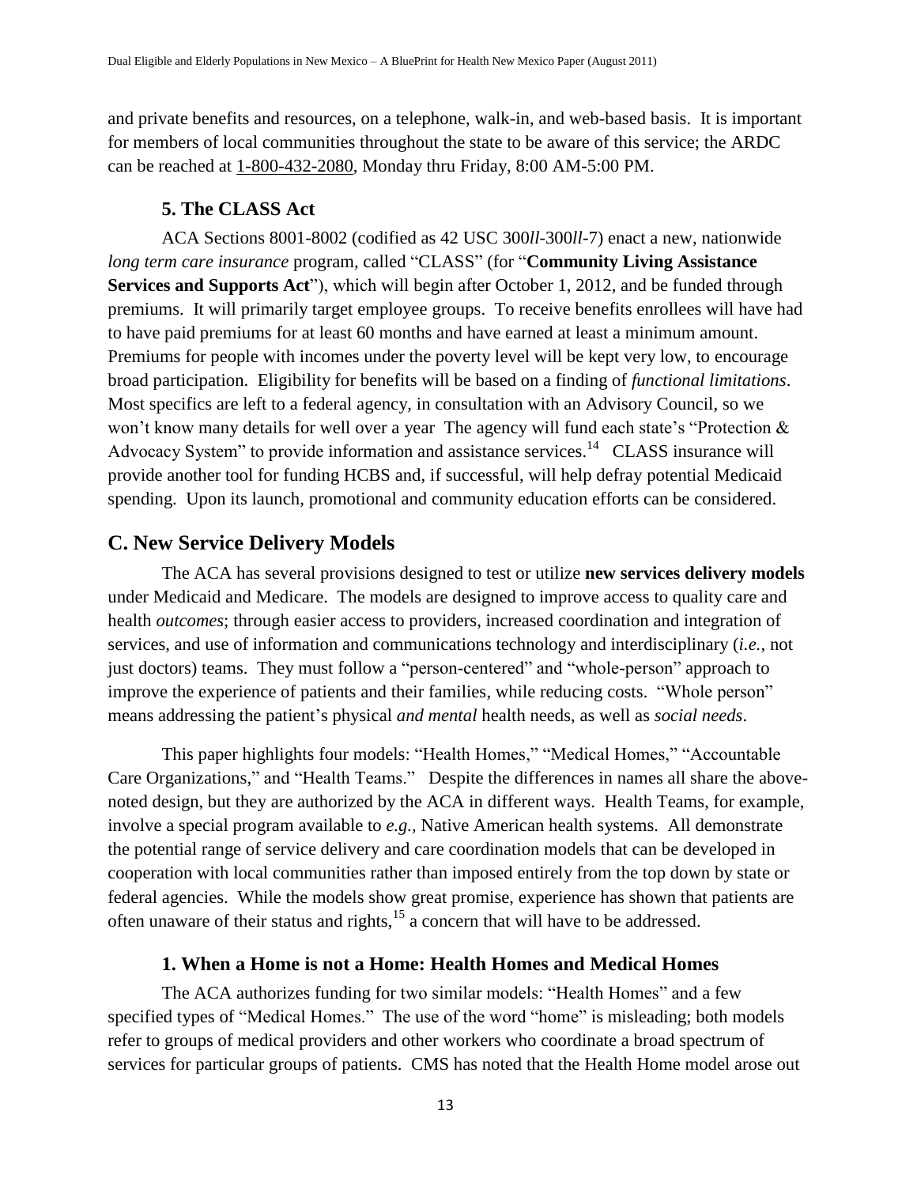and private benefits and resources, on a telephone, walk-in, and web-based basis. It is important for members of local communities throughout the state to be aware of this service; the ARDC can be reached at 1-800-432-2080, Monday thru Friday, 8:00 AM-5:00 PM.

### 5. The CLASS Act

ACA Sections 8001-8002 (codified as 42 USC 300*ll*-300*ll*-7) enact a new, nationwide *long term care insurance* program, called "CLASS" (for "**Community Living Assistance Services and Supports Act**"), which will begin after October 1, 2012, and be funded through premiums. It will primarily target employee groups. To receive benefits enrollees will have had to have paid premiums for at least 60 months and have earned at least a minimum amount. Premiums for people with incomes under the poverty level will be kept very low, to encourage broad participation. Eligibility for benefits will be based on a finding of *functional limitations*. Most specifics are left to a federal agency, in consultation with an Advisory Council, so we won't know many details for well over a year The agency will fund each state's "Protection & Advocacy System" to provide information and assistance services.[14] CLASS insurance will provide another tool for funding HCBS and, if successful, will help defray potential Medicaid spending. Upon its launch, promotional and community education efforts can be considered.

## C. New Service Delivery Models

The ACA has several provisions designed to test or utilize **new services delivery models** under Medicaid and Medicare. The models are designed to improve access to quality care and health *outcomes*; through easier access to providers, increased coordination and integration of services, and use of information and communications technology and interdisciplinary (*i.e.,* not just doctors) teams. They must follow a "person-centered" and "whole-person" approach to improve the experience of patients and their families, while reducing costs. "Whole person" means addressing the patient's physical *and mental* health needs, as well as *social needs*.

This paper highlights four models: "Health Homes," "Medical Homes," "Accountable Care Organizations," and "Health Teams." Despite the differences in names all share the above-noted design, but they are authorized by the ACA in different ways. Health Teams, for example, involve a special program available to *e.g.,* Native American health systems. All demonstrate the potential range of service delivery and care coordination models that can be developed in cooperation with local communities rather than imposed entirely from the top down by state or federal agencies. While the models show great promise, experience has shown that patients are often unaware of their status and rights,[15] a concern that will have to be addressed.

### 1. When a Home is not a Home: Health Homes and Medical Homes

The ACA authorizes funding for two similar models: "Health Homes" and a few specified types of "Medical Homes." The use of the word "home" is misleading; both models refer to groups of medical providers and other workers who coordinate a broad spectrum of services for particular groups of patients. CMS has noted that the Health Home model arose out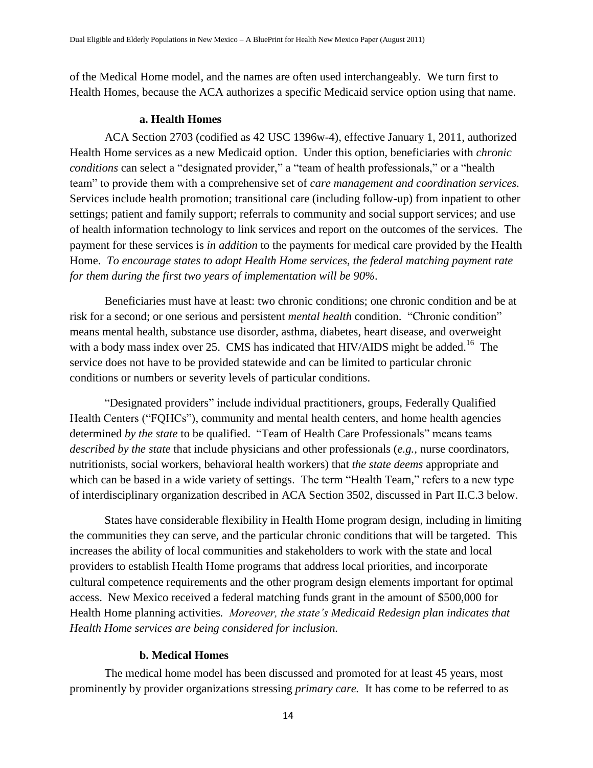of the Medical Home model, and the names are often used interchangeably. We turn first to Health Homes, because the ACA authorizes a specific Medicaid service option using that name.

### a. Health Homes

ACA Section 2703 (codified as 42 USC 1396w-4), effective January 1, 2011, authorized Health Home services as a new Medicaid option. Under this option, beneficiaries with *chronic conditions* can select a "designated provider," a "team of health professionals," or a "health team" to provide them with a comprehensive set of *care management and coordination services.* Services include health promotion; transitional care (including follow-up) from inpatient to other settings; patient and family support; referrals to community and social support services; and use of health information technology to link services and report on the outcomes of the services. The payment for these services is *in addition* to the payments for medical care provided by the Health Home. *To encourage states to adopt Health Home services, the federal matching payment rate for them during the first two years of implementation will be 90%*.

Beneficiaries must have at least: two chronic conditions; one chronic condition and be at risk for a second; or one serious and persistent *mental health* condition. "Chronic condition" means mental health, substance use disorder, asthma, diabetes, heart disease, and overweight with a body mass index over 25. CMS has indicated that HIV/AIDS might be added.[16] The service does not have to be provided statewide and can be limited to particular chronic conditions or numbers or severity levels of particular conditions.

"Designated providers" include individual practitioners, groups, Federally Qualified Health Centers ("FQHCs"), community and mental health centers, and home health agencies determined *by the state* to be qualified. "Team of Health Care Professionals" means teams *described by the state* that include physicians and other professionals (*e.g.*, nurse coordinators, nutritionists, social workers, behavioral health workers) that *the state deems* appropriate and which can be based in a wide variety of settings. The term "Health Team," refers to a new type of interdisciplinary organization described in ACA Section 3502, discussed in Part II.C.3 below.

States have considerable flexibility in Health Home program design, including in limiting the communities they can serve, and the particular chronic conditions that will be targeted. This increases the ability of local communities and stakeholders to work with the state and local providers to establish Health Home programs that address local priorities, and incorporate cultural competence requirements and the other program design elements important for optimal access. New Mexico received a federal matching funds grant in the amount of $500,000 for Health Home planning activities*.* *Moreover, the state's Medicaid Redesign plan indicates that Health Home services are being considered for inclusion.*

### b. Medical Homes

The medical home model has been discussed and promoted for at least 45 years, most prominently by provider organizations stressing *primary care.* It has come to be referred to as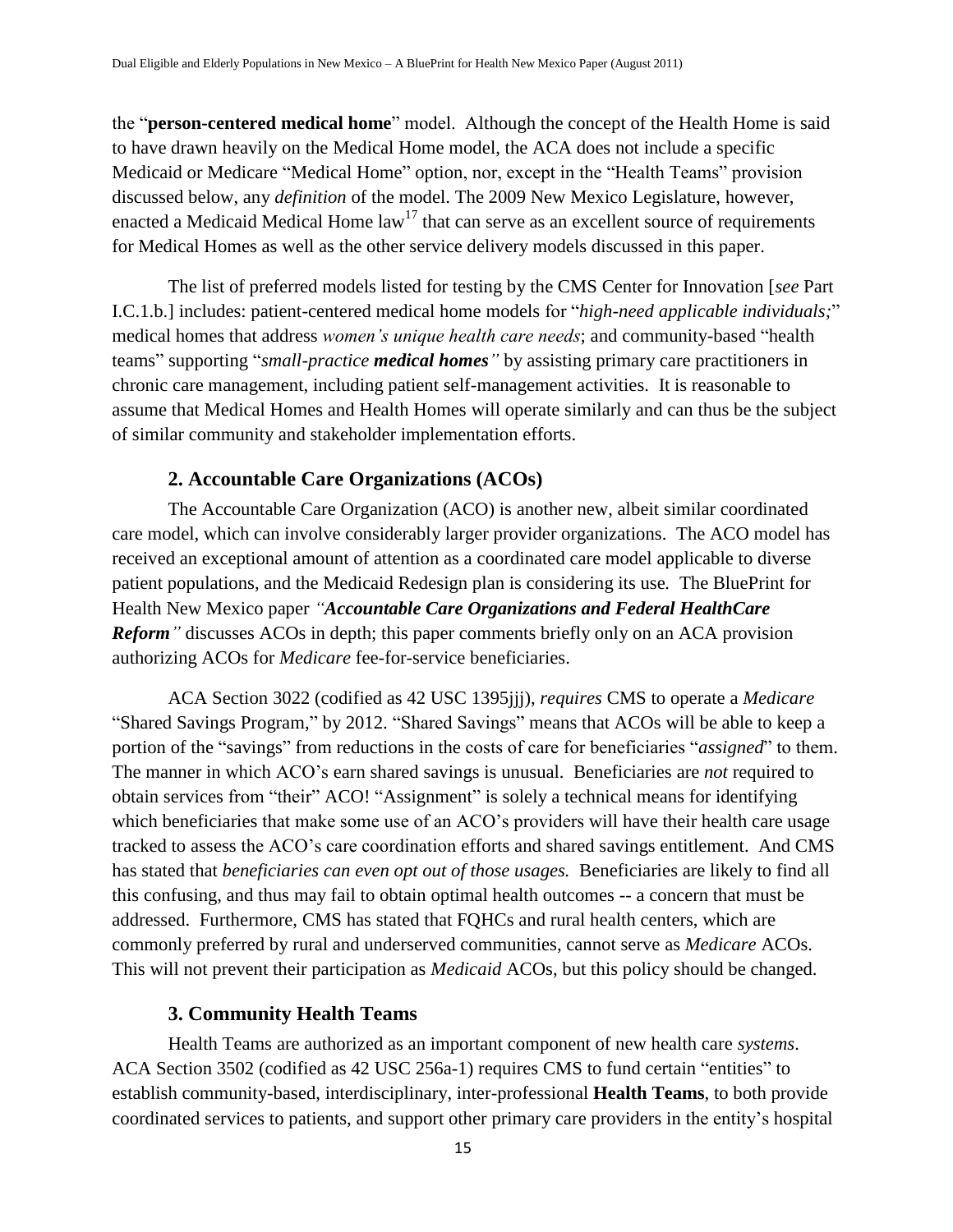the "**person-centered medical home**" model. Although the concept of the Health Home is said to have drawn heavily on the Medical Home model, the ACA does not include a specific Medicaid or Medicare "Medical Home" option, nor, except in the "Health Teams" provision discussed below, any *definition* of the model. The 2009 New Mexico Legislature, however, enacted a Medicaid Medical Home law[17] that can serve as an excellent source of requirements for Medical Homes as well as the other service delivery models discussed in this paper.

The list of preferred models listed for testing by the CMS Center for Innovation [*see* Part I.C.1.b.] includes: patient-centered medical home models for "*high-need applicable individuals;*" medical homes that address *women's unique health care needs*; and community-based "health teams" supporting "*small-practice **medical homes**"* by assisting primary care practitioners in chronic care management, including patient self-management activities. It is reasonable to assume that Medical Homes and Health Homes will operate similarly and can thus be the subject of similar community and stakeholder implementation efforts.

### 2. Accountable Care Organizations (ACOs)

The Accountable Care Organization (ACO) is another new, albeit similar coordinated care model, which can involve considerably larger provider organizations. The ACO model has received an exceptional amount of attention as a coordinated care model applicable to diverse patient populations, and the Medicaid Redesign plan is considering its use. The BluePrint for Health New Mexico paper *"**Accountable Care Organizations and Federal HealthCare Reform**"* discusses ACOs in depth; this paper comments briefly only on an ACA provision authorizing ACOs for *Medicare* fee-for-service beneficiaries.

ACA Section 3022 (codified as 42 USC 1395jjj), *requires* CMS to operate a *Medicare* "Shared Savings Program," by 2012. "Shared Savings" means that ACOs will be able to keep a portion of the "savings" from reductions in the costs of care for beneficiaries "*assigned*" to them. The manner in which ACO's earn shared savings is unusual. Beneficiaries are *not* required to obtain services from "their" ACO! "Assignment" is solely a technical means for identifying which beneficiaries that make some use of an ACO's providers will have their health care usage tracked to assess the ACO's care coordination efforts and shared savings entitlement. And CMS has stated that *beneficiaries can even opt out of those usages.* Beneficiaries are likely to find all this confusing, and thus may fail to obtain optimal health outcomes -- a concern that must be addressed. Furthermore, CMS has stated that FQHCs and rural health centers, which are commonly preferred by rural and underserved communities, cannot serve as *Medicare* ACOs. This will not prevent their participation as *Medicaid* ACOs, but this policy should be changed.

### 3. Community Health Teams

Health Teams are authorized as an important component of new health care *systems*. ACA Section 3502 (codified as 42 USC 256a-1) requires CMS to fund certain "entities" to establish community-based, interdisciplinary, inter-professional **Health Teams**, to both provide coordinated services to patients, and support other primary care providers in the entity's hospital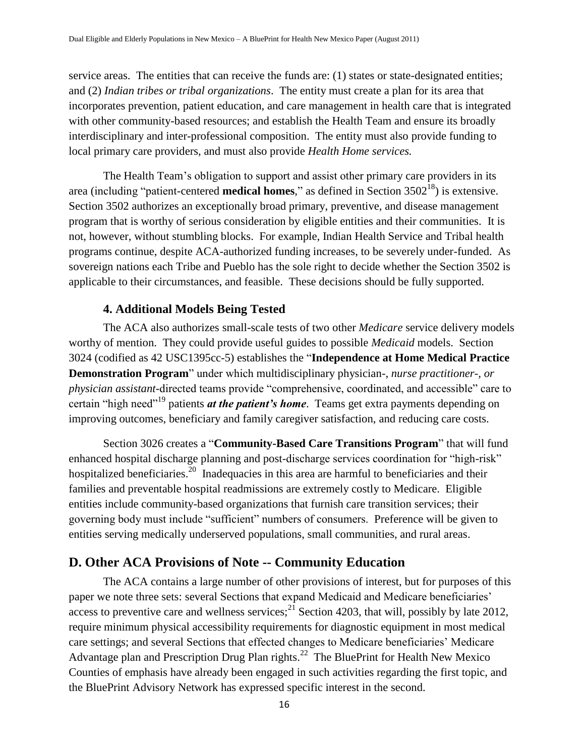service areas. The entities that can receive the funds are: (1) states or state-designated entities; and (2) *Indian tribes or tribal organizations*. The entity must create a plan for its area that incorporates prevention, patient education, and care management in health care that is integrated with other community-based resources; and establish the Health Team and ensure its broadly interdisciplinary and inter-professional composition. The entity must also provide funding to local primary care providers, and must also provide *Health Home services.*

The Health Team's obligation to support and assist other primary care providers in its area (including "patient-centered **medical homes**," as defined in Section 3502[18]) is extensive. Section 3502 authorizes an exceptionally broad primary, preventive, and disease management program that is worthy of serious consideration by eligible entities and their communities. It is not, however, without stumbling blocks. For example, Indian Health Service and Tribal health programs continue, despite ACA-authorized funding increases, to be severely under-funded. As sovereign nations each Tribe and Pueblo has the sole right to decide whether the Section 3502 is applicable to their circumstances, and feasible. These decisions should be fully supported.

### 4. Additional Models Being Tested

The ACA also authorizes small-scale tests of two other *Medicare* service delivery models worthy of mention. They could provide useful guides to possible *Medicaid* models. Section 3024 (codified as 42 USC1395cc-5) establishes the "**Independence at Home Medical Practice Demonstration Program**" under which multidisciplinary physician-, *nurse practitioner-, or physician assistant*-directed teams provide "comprehensive, coordinated, and accessible" care to certain "high need"[19] patients ***at the patient's home***. Teams get extra payments depending on improving outcomes, beneficiary and family caregiver satisfaction, and reducing care costs.

Section 3026 creates a "**Community-Based Care Transitions Program**" that will fund enhanced hospital discharge planning and post-discharge services coordination for "high-risk" hospitalized beneficiaries.[20] Inadequacies in this area are harmful to beneficiaries and their families and preventable hospital readmissions are extremely costly to Medicare. Eligible entities include community-based organizations that furnish care transition services; their governing body must include "sufficient" numbers of consumers. Preference will be given to entities serving medically underserved populations, small communities, and rural areas.

## D. Other ACA Provisions of Note -- Community Education

The ACA contains a large number of other provisions of interest, but for purposes of this paper we note three sets: several Sections that expand Medicaid and Medicare beneficiaries' access to preventive care and wellness services;[21] Section 4203, that will, possibly by late 2012, require minimum physical accessibility requirements for diagnostic equipment in most medical care settings; and several Sections that effected changes to Medicare beneficiaries' Medicare Advantage plan and Prescription Drug Plan rights.[22] The BluePrint for Health New Mexico Counties of emphasis have already been engaged in such activities regarding the first topic, and the BluePrint Advisory Network has expressed specific interest in the second.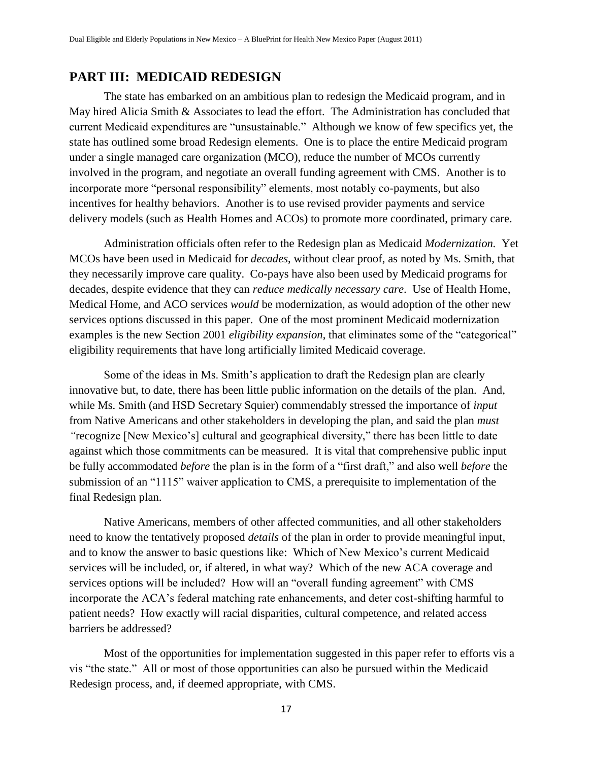## PART III: MEDICAID REDESIGN

The state has embarked on an ambitious plan to redesign the Medicaid program, and in May hired Alicia Smith & Associates to lead the effort. The Administration has concluded that current Medicaid expenditures are "unsustainable." Although we know of few specifics yet, the state has outlined some broad Redesign elements. One is to place the entire Medicaid program under a single managed care organization (MCO), reduce the number of MCOs currently involved in the program, and negotiate an overall funding agreement with CMS. Another is to incorporate more "personal responsibility" elements, most notably co-payments, but also incentives for healthy behaviors. Another is to use revised provider payments and service delivery models (such as Health Homes and ACOs) to promote more coordinated, primary care.

Administration officials often refer to the Redesign plan as Medicaid *Modernization.* Yet MCOs have been used in Medicaid for *decades*, without clear proof, as noted by Ms. Smith, that they necessarily improve care quality. Co-pays have also been used by Medicaid programs for decades, despite evidence that they can *reduce medically necessary care*. Use of Health Home, Medical Home, and ACO services *would* be modernization, as would adoption of the other new services options discussed in this paper. One of the most prominent Medicaid modernization examples is the new Section 2001 *eligibility expansion*, that eliminates some of the "categorical" eligibility requirements that have long artificially limited Medicaid coverage.

Some of the ideas in Ms. Smith's application to draft the Redesign plan are clearly innovative but, to date, there has been little public information on the details of the plan. And, while Ms. Smith (and HSD Secretary Squier) commendably stressed the importance of *input* from Native Americans and other stakeholders in developing the plan, and said the plan *must "*recognize [New Mexico's] cultural and geographical diversity," there has been little to date against which those commitments can be measured. It is vital that comprehensive public input be fully accommodated *before* the plan is in the form of a "first draft," and also well *before* the submission of an "1115" waiver application to CMS, a prerequisite to implementation of the final Redesign plan.

Native Americans, members of other affected communities, and all other stakeholders need to know the tentatively proposed *details* of the plan in order to provide meaningful input, and to know the answer to basic questions like: Which of New Mexico's current Medicaid services will be included, or, if altered, in what way? Which of the new ACA coverage and services options will be included? How will an "overall funding agreement" with CMS incorporate the ACA's federal matching rate enhancements, and deter cost-shifting harmful to patient needs? How exactly will racial disparities, cultural competence, and related access barriers be addressed?

Most of the opportunities for implementation suggested in this paper refer to efforts vis a vis "the state." All or most of those opportunities can also be pursued within the Medicaid Redesign process, and, if deemed appropriate, with CMS.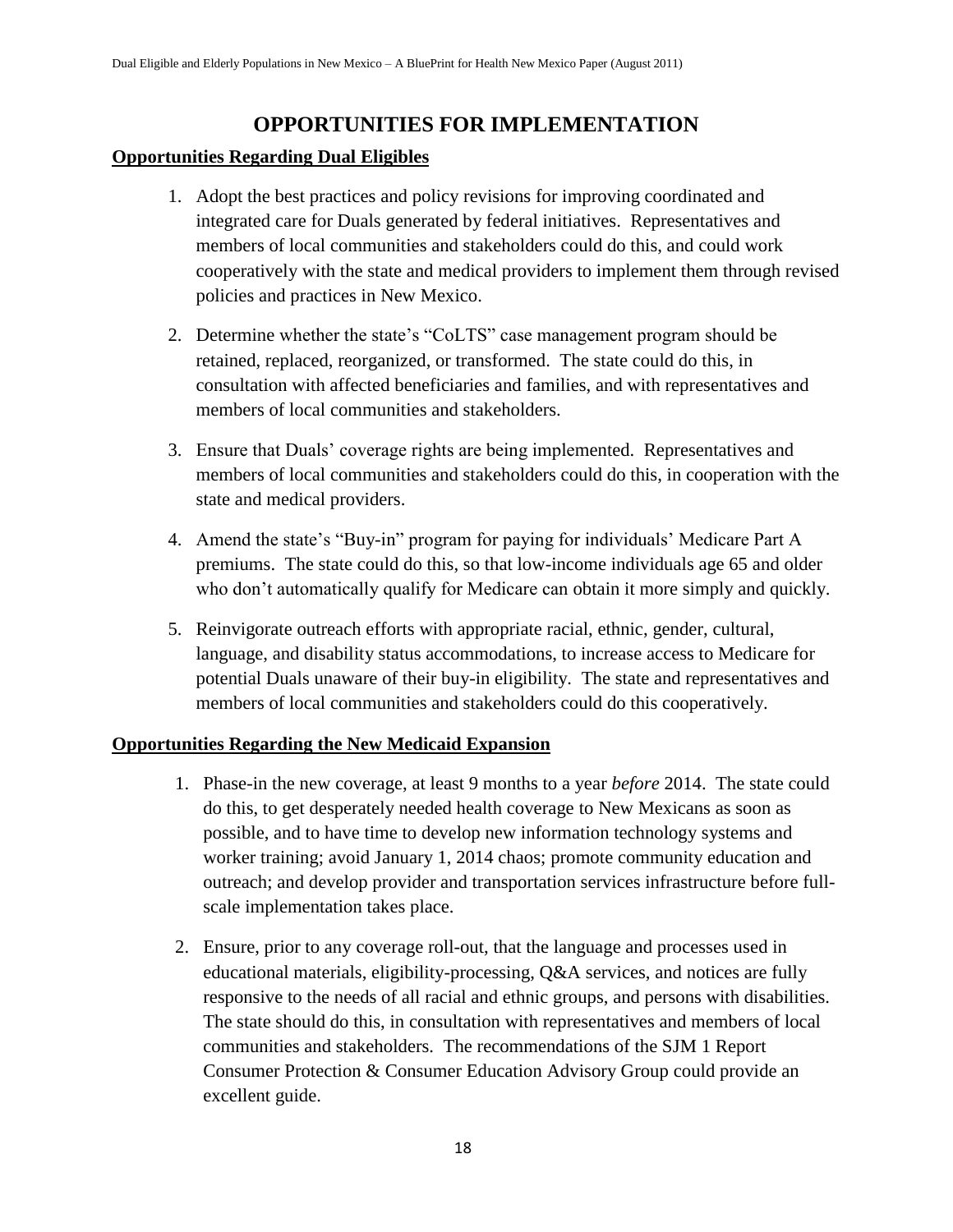# OPPORTUNITIES FOR IMPLEMENTATION

## Opportunities Regarding Dual Eligibles

1. Adopt the best practices and policy revisions for improving coordinated and integrated care for Duals generated by federal initiatives. Representatives and members of local communities and stakeholders could do this, and could work cooperatively with the state and medical providers to implement them through revised policies and practices in New Mexico.

2. Determine whether the state's "CoLTS" case management program should be retained, replaced, reorganized, or transformed. The state could do this, in consultation with affected beneficiaries and families, and with representatives and members of local communities and stakeholders.

3. Ensure that Duals' coverage rights are being implemented. Representatives and members of local communities and stakeholders could do this, in cooperation with the state and medical providers.

4. Amend the state's "Buy-in" program for paying for individuals' Medicare Part A premiums. The state could do this, so that low-income individuals age 65 and older who don't automatically qualify for Medicare can obtain it more simply and quickly.

5. Reinvigorate outreach efforts with appropriate racial, ethnic, gender, cultural, language, and disability status accommodations, to increase access to Medicare for potential Duals unaware of their buy-in eligibility. The state and representatives and members of local communities and stakeholders could do this cooperatively.

## Opportunities Regarding the New Medicaid Expansion

1. Phase-in the new coverage, at least 9 months to a year *before* 2014. The state could do this, to get desperately needed health coverage to New Mexicans as soon as possible, and to have time to develop new information technology systems and worker training; avoid January 1, 2014 chaos; promote community education and outreach; and develop provider and transportation services infrastructure before full-scale implementation takes place.

2. Ensure, prior to any coverage roll-out, that the language and processes used in educational materials, eligibility-processing, Q&A services, and notices are fully responsive to the needs of all racial and ethnic groups, and persons with disabilities. The state should do this, in consultation with representatives and members of local communities and stakeholders. The recommendations of the SJM 1 Report Consumer Protection & Consumer Education Advisory Group could provide an excellent guide.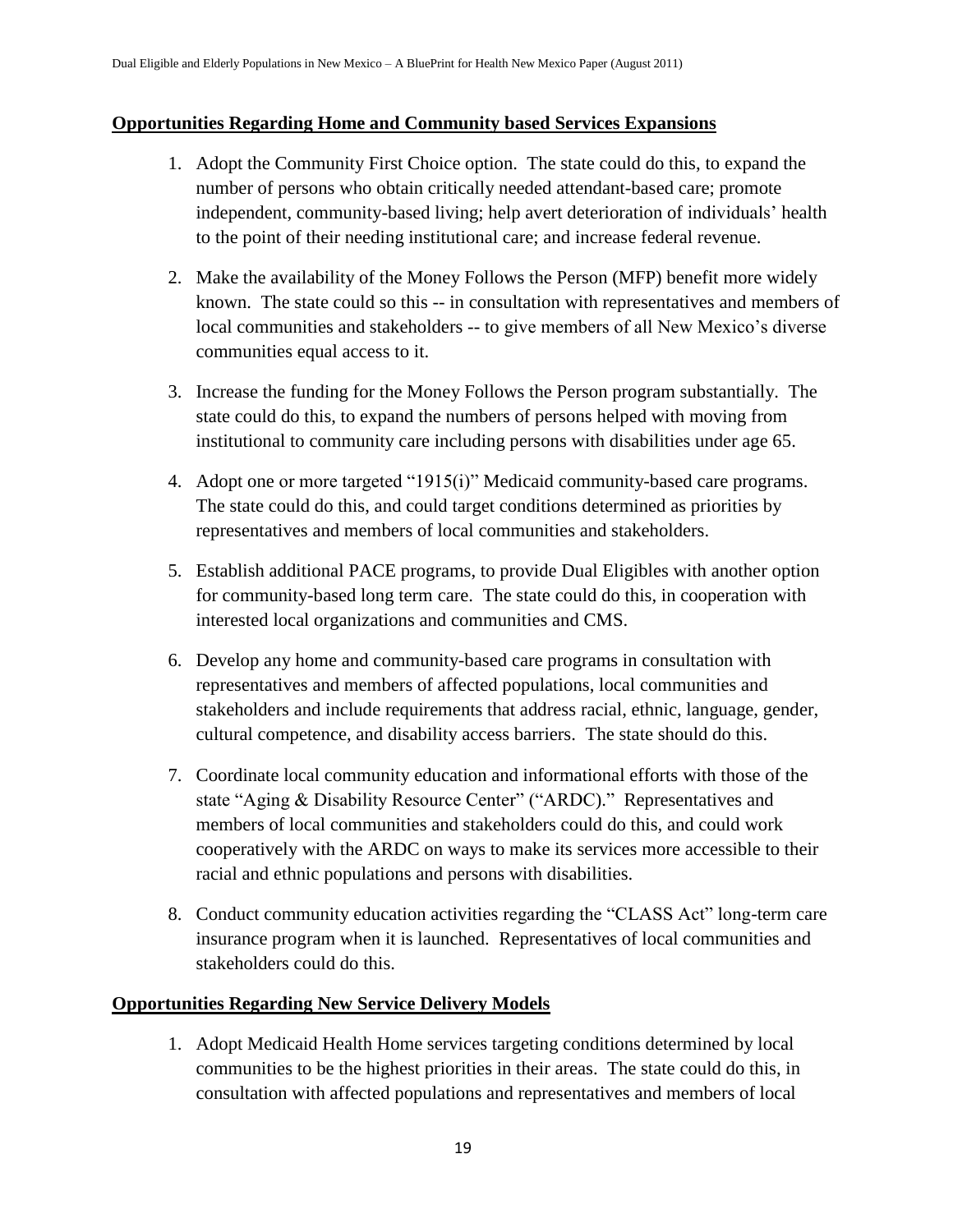## Opportunities Regarding Home and Community based Services Expansions

1. Adopt the Community First Choice option. The state could do this, to expand the number of persons who obtain critically needed attendant-based care; promote independent, community-based living; help avert deterioration of individuals' health to the point of their needing institutional care; and increase federal revenue.

2. Make the availability of the Money Follows the Person (MFP) benefit more widely known. The state could so this -- in consultation with representatives and members of local communities and stakeholders -- to give members of all New Mexico's diverse communities equal access to it.

3. Increase the funding for the Money Follows the Person program substantially. The state could do this, to expand the numbers of persons helped with moving from institutional to community care including persons with disabilities under age 65.

4. Adopt one or more targeted "1915(i)" Medicaid community-based care programs. The state could do this, and could target conditions determined as priorities by representatives and members of local communities and stakeholders.

5. Establish additional PACE programs, to provide Dual Eligibles with another option for community-based long term care. The state could do this, in cooperation with interested local organizations and communities and CMS.

6. Develop any home and community-based care programs in consultation with representatives and members of affected populations, local communities and stakeholders and include requirements that address racial, ethnic, language, gender, cultural competence, and disability access barriers. The state should do this.

7. Coordinate local community education and informational efforts with those of the state "Aging & Disability Resource Center" ("ARDC)." Representatives and members of local communities and stakeholders could do this, and could work cooperatively with the ARDC on ways to make its services more accessible to their racial and ethnic populations and persons with disabilities.

8. Conduct community education activities regarding the "CLASS Act" long-term care insurance program when it is launched. Representatives of local communities and stakeholders could do this.

## Opportunities Regarding New Service Delivery Models

1. Adopt Medicaid Health Home services targeting conditions determined by local communities to be the highest priorities in their areas. The state could do this, in consultation with affected populations and representatives and members of local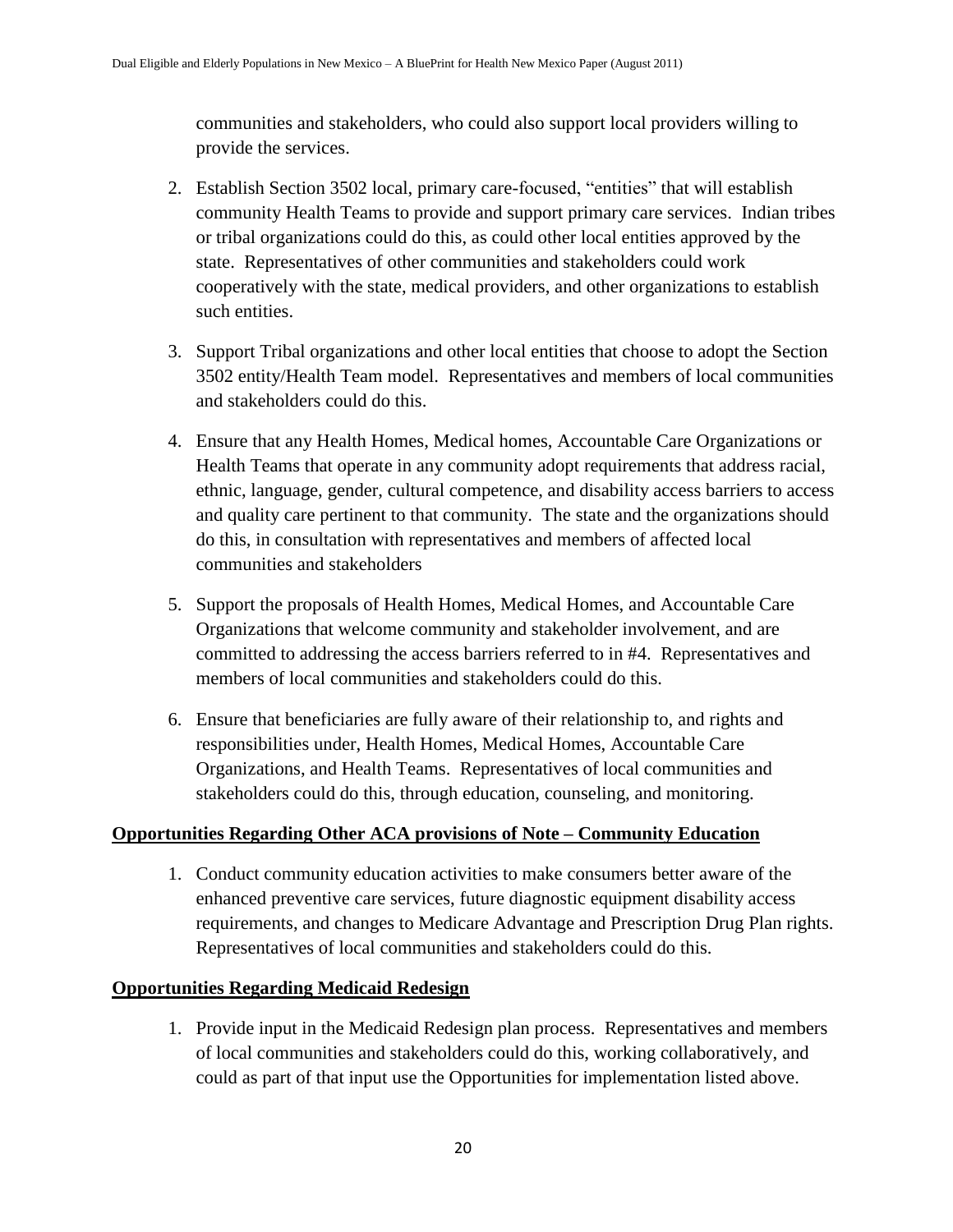communities and stakeholders, who could also support local providers willing to provide the services.

2. Establish Section 3502 local, primary care-focused, "entities" that will establish community Health Teams to provide and support primary care services. Indian tribes or tribal organizations could do this, as could other local entities approved by the state. Representatives of other communities and stakeholders could work cooperatively with the state, medical providers, and other organizations to establish such entities.

3. Support Tribal organizations and other local entities that choose to adopt the Section 3502 entity/Health Team model. Representatives and members of local communities and stakeholders could do this.

4. Ensure that any Health Homes, Medical homes, Accountable Care Organizations or Health Teams that operate in any community adopt requirements that address racial, ethnic, language, gender, cultural competence, and disability access barriers to access and quality care pertinent to that community. The state and the organizations should do this, in consultation with representatives and members of affected local communities and stakeholders

5. Support the proposals of Health Homes, Medical Homes, and Accountable Care Organizations that welcome community and stakeholder involvement, and are committed to addressing the access barriers referred to in #4. Representatives and members of local communities and stakeholders could do this.

6. Ensure that beneficiaries are fully aware of their relationship to, and rights and responsibilities under, Health Homes, Medical Homes, Accountable Care Organizations, and Health Teams. Representatives of local communities and stakeholders could do this, through education, counseling, and monitoring.

**Opportunities Regarding Other ACA provisions of Note – Community Education**

1. Conduct community education activities to make consumers better aware of the enhanced preventive care services, future diagnostic equipment disability access requirements, and changes to Medicare Advantage and Prescription Drug Plan rights. Representatives of local communities and stakeholders could do this.

**Opportunities Regarding Medicaid Redesign**

1. Provide input in the Medicaid Redesign plan process. Representatives and members of local communities and stakeholders could do this, working collaboratively, and could as part of that input use the Opportunities for implementation listed above.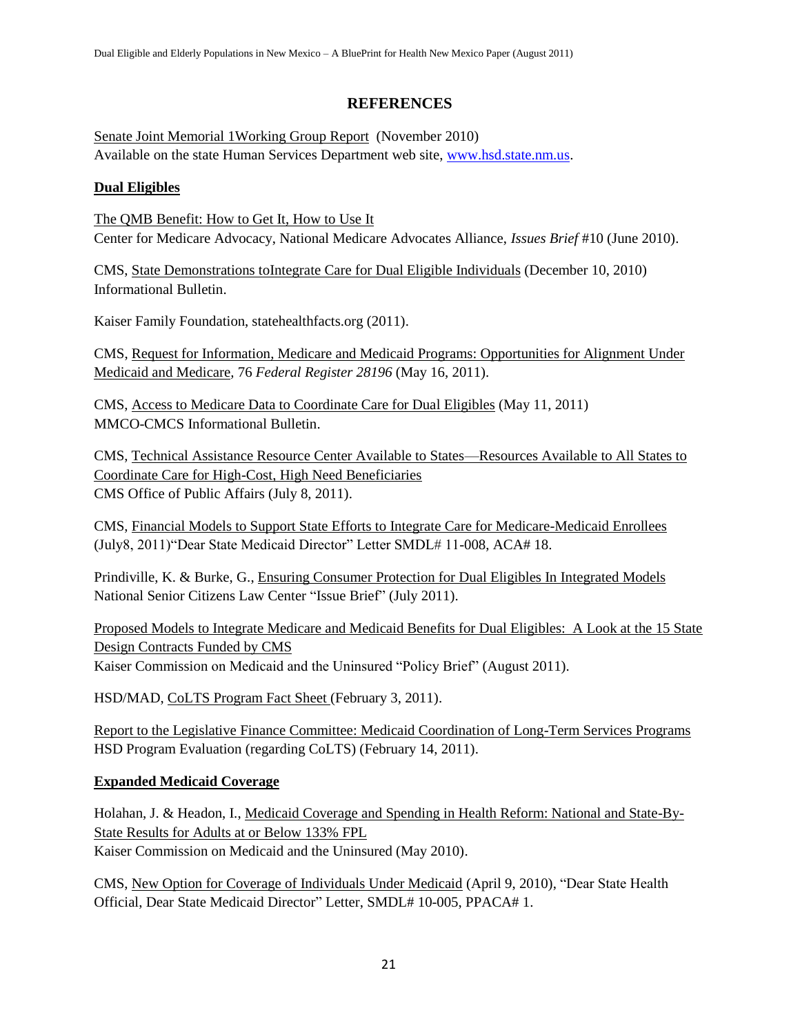## REFERENCES

Senate Joint Memorial 1Working Group Report (November 2010)
Available on the state Human Services Department web site, www.hsd.state.nm.us.

### Dual Eligibles

The QMB Benefit: How to Get It, How to Use It
Center for Medicare Advocacy, National Medicare Advocates Alliance, *Issues Brief* #10 (June 2010).

CMS, State Demonstrations toIntegrate Care for Dual Eligible Individuals (December 10, 2010) Informational Bulletin.

Kaiser Family Foundation, statehealthfacts.org (2011).

CMS, Request for Information, Medicare and Medicaid Programs: Opportunities for Alignment Under Medicaid and Medicare, 76 *Federal Register 28196* (May 16, 2011).

CMS, Access to Medicare Data to Coordinate Care for Dual Eligibles (May 11, 2011) MMCO-CMCS Informational Bulletin.

CMS, Technical Assistance Resource Center Available to States—Resources Available to All States to Coordinate Care for High-Cost, High Need Beneficiaries
CMS Office of Public Affairs (July 8, 2011).

CMS, Financial Models to Support State Efforts to Integrate Care for Medicare-Medicaid Enrollees (July8, 2011)"Dear State Medicaid Director" Letter SMDL# 11-008, ACA# 18.

Prindiville, K. & Burke, G., Ensuring Consumer Protection for Dual Eligibles In Integrated Models National Senior Citizens Law Center "Issue Brief" (July 2011).

Proposed Models to Integrate Medicare and Medicaid Benefits for Dual Eligibles: A Look at the 15 State Design Contracts Funded by CMS
Kaiser Commission on Medicaid and the Uninsured "Policy Brief" (August 2011).

HSD/MAD, CoLTS Program Fact Sheet (February 3, 2011).

Report to the Legislative Finance Committee: Medicaid Coordination of Long-Term Services Programs HSD Program Evaluation (regarding CoLTS) (February 14, 2011).

### Expanded Medicaid Coverage

Holahan, J. & Headon, I., Medicaid Coverage and Spending in Health Reform: National and State-By-State Results for Adults at or Below 133% FPL
Kaiser Commission on Medicaid and the Uninsured (May 2010).

CMS, New Option for Coverage of Individuals Under Medicaid (April 9, 2010), "Dear State Health Official, Dear State Medicaid Director" Letter, SMDL# 10-005, PPACA# 1.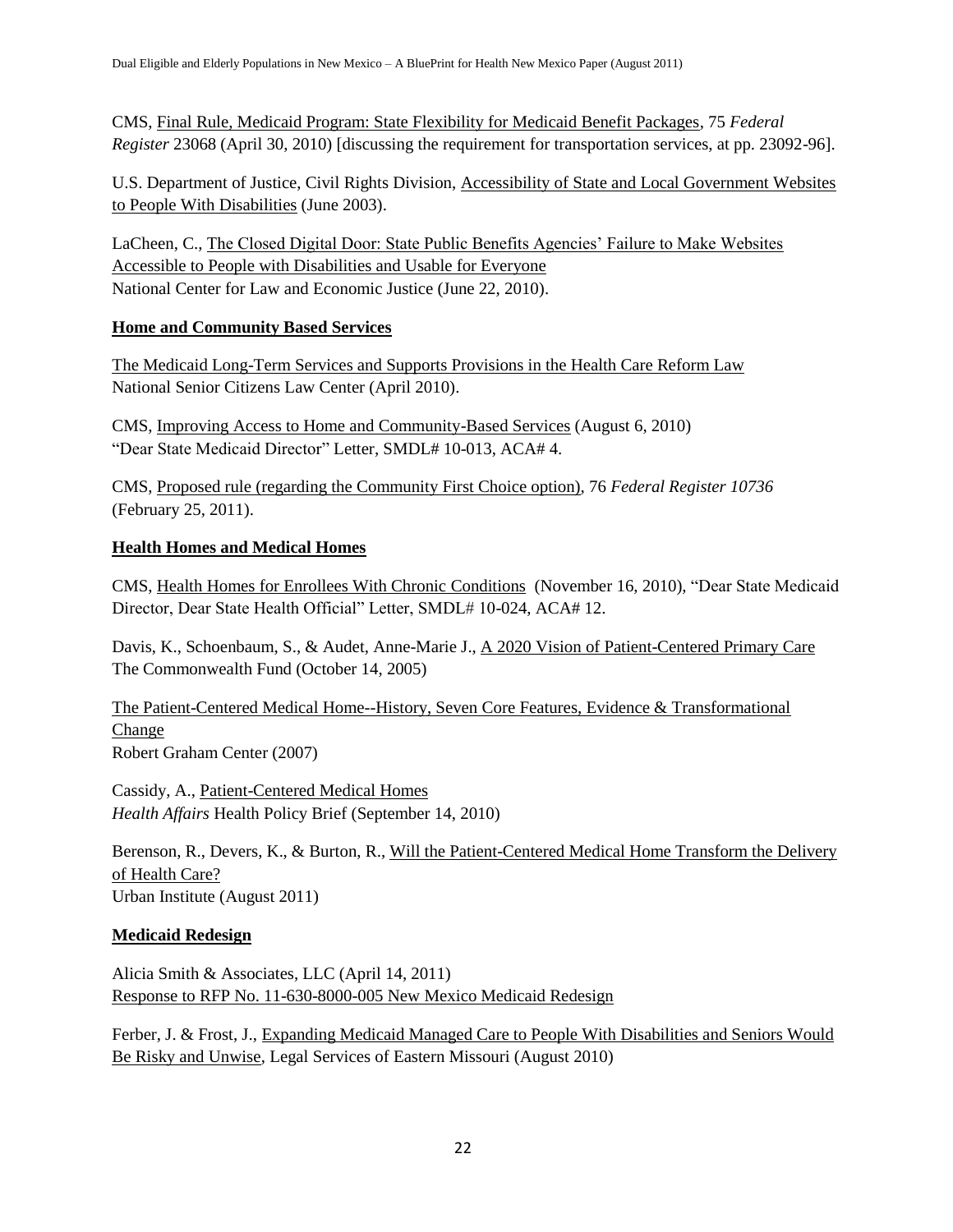CMS, Final Rule, Medicaid Program: State Flexibility for Medicaid Benefit Packages, 75 *Federal Register* 23068 (April 30, 2010) [discussing the requirement for transportation services, at pp. 23092-96].

U.S. Department of Justice, Civil Rights Division, Accessibility of State and Local Government Websites to People With Disabilities (June 2003).

LaCheen, C., The Closed Digital Door: State Public Benefits Agencies' Failure to Make Websites Accessible to People with Disabilities and Usable for Everyone
National Center for Law and Economic Justice (June 22, 2010).

**Home and Community Based Services**

The Medicaid Long-Term Services and Supports Provisions in the Health Care Reform Law
National Senior Citizens Law Center (April 2010).

CMS, Improving Access to Home and Community-Based Services (August 6, 2010)
"Dear State Medicaid Director" Letter, SMDL# 10-013, ACA# 4.

CMS, Proposed rule (regarding the Community First Choice option), 76 *Federal Register 10736* (February 25, 2011).

**Health Homes and Medical Homes**

CMS, Health Homes for Enrollees With Chronic Conditions (November 16, 2010), "Dear State Medicaid Director, Dear State Health Official" Letter, SMDL# 10-024, ACA# 12.

Davis, K., Schoenbaum, S., & Audet, Anne-Marie J., A 2020 Vision of Patient-Centered Primary Care
The Commonwealth Fund (October 14, 2005)

The Patient-Centered Medical Home--History, Seven Core Features, Evidence & Transformational Change
Robert Graham Center (2007)

Cassidy, A., Patient-Centered Medical Homes
*Health Affairs* Health Policy Brief (September 14, 2010)

Berenson, R., Devers, K., & Burton, R., Will the Patient-Centered Medical Home Transform the Delivery of Health Care?
Urban Institute (August 2011)

**Medicaid Redesign**

Alicia Smith & Associates, LLC (April 14, 2011)
Response to RFP No. 11-630-8000-005 New Mexico Medicaid Redesign

Ferber, J. & Frost, J., Expanding Medicaid Managed Care to People With Disabilities and Seniors Would Be Risky and Unwise, Legal Services of Eastern Missouri (August 2010)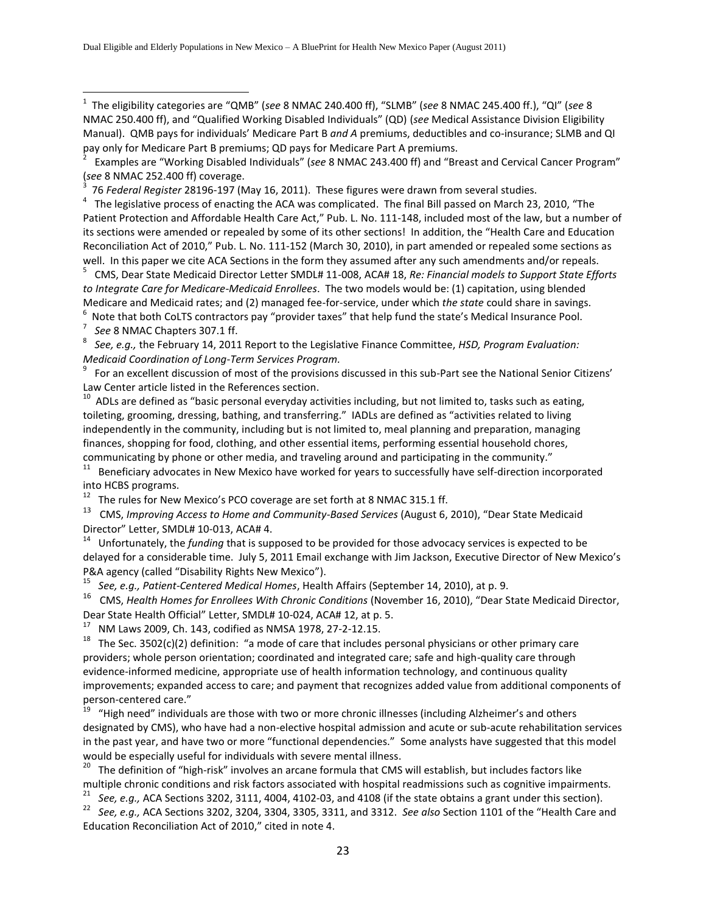[1] The eligibility categories are "QMB" (*see* 8 NMAC 240.400 ff), "SLMB" (*see* 8 NMAC 245.400 ff.), "QI" (*see* 8 NMAC 250.400 ff), and "Qualified Working Disabled Individuals" (QD) (*see* Medical Assistance Division Eligibility Manual). QMB pays for individuals' Medicare Part B *and A* premiums, deductibles and co-insurance; SLMB and QI pay only for Medicare Part B premiums; QD pays for Medicare Part A premiums.

[2] Examples are "Working Disabled Individuals" (*see* 8 NMAC 243.400 ff) and "Breast and Cervical Cancer Program" (*see* 8 NMAC 252.400 ff) coverage.

[3] 76 *Federal Register* 28196-197 (May 16, 2011). These figures were drawn from several studies.

[4] The legislative process of enacting the ACA was complicated. The final Bill passed on March 23, 2010, "The Patient Protection and Affordable Health Care Act," Pub. L. No. 111-148, included most of the law, but a number of its sections were amended or repealed by some of its other sections! In addition, the "Health Care and Education Reconciliation Act of 2010," Pub. L. No. 111-152 (March 30, 2010), in part amended or repealed some sections as well. In this paper we cite ACA Sections in the form they assumed after any such amendments and/or repeals.

[5] CMS, Dear State Medicaid Director Letter SMDL# 11-008, ACA# 18, *Re: Financial models to Support State Efforts to Integrate Care for Medicare-Medicaid Enrollees*. The two models would be: (1) capitation, using blended Medicare and Medicaid rates; and (2) managed fee-for-service, under which *the state* could share in savings.

[6] Note that both CoLTS contractors pay "provider taxes" that help fund the state's Medical Insurance Pool.

[7] *See* 8 NMAC Chapters 307.1 ff.

[8] *See, e.g.,* the February 14, 2011 Report to the Legislative Finance Committee, *HSD, Program Evaluation: Medicaid Coordination of Long-Term Services Program*.

[9] For an excellent discussion of most of the provisions discussed in this sub-Part see the National Senior Citizens' Law Center article listed in the References section.

[10] ADLs are defined as "basic personal everyday activities including, but not limited to, tasks such as eating, toileting, grooming, dressing, bathing, and transferring." IADLs are defined as "activities related to living independently in the community, including but is not limited to, meal planning and preparation, managing finances, shopping for food, clothing, and other essential items, performing essential household chores, communicating by phone or other media, and traveling around and participating in the community."

[11] Beneficiary advocates in New Mexico have worked for years to successfully have self-direction incorporated into HCBS programs.

[12] The rules for New Mexico's PCO coverage are set forth at 8 NMAC 315.1 ff.

[13] CMS, *Improving Access to Home and Community-Based Services* (August 6, 2010), "Dear State Medicaid Director" Letter, SMDL# 10-013, ACA# 4.

[14] Unfortunately, the *funding* that is supposed to be provided for those advocacy services is expected to be delayed for a considerable time. July 5, 2011 Email exchange with Jim Jackson, Executive Director of New Mexico's P&A agency (called "Disability Rights New Mexico").

[15] *See, e.g., Patient-Centered Medical Homes*, Health Affairs (September 14, 2010), at p. 9.

[16] CMS, *Health Homes for Enrollees With Chronic Conditions* (November 16, 2010), "Dear State Medicaid Director, Dear State Health Official" Letter, SMDL# 10-024, ACA# 12, at p. 5.

[17] NM Laws 2009, Ch. 143, codified as NMSA 1978, 27-2-12.15.

[18] The Sec. 3502(c)(2) definition: "a mode of care that includes personal physicians or other primary care providers; whole person orientation; coordinated and integrated care; safe and high-quality care through evidence-informed medicine, appropriate use of health information technology, and continuous quality improvements; expanded access to care; and payment that recognizes added value from additional components of person-centered care."

[19] "High need" individuals are those with two or more chronic illnesses (including Alzheimer's and others designated by CMS), who have had a non-elective hospital admission and acute or sub-acute rehabilitation services in the past year, and have two or more "functional dependencies." Some analysts have suggested that this model would be especially useful for individuals with severe mental illness.

[20] The definition of "high-risk" involves an arcane formula that CMS will establish, but includes factors like multiple chronic conditions and risk factors associated with hospital readmissions such as cognitive impairments.

[21] *See, e.g.,* ACA Sections 3202, 3111, 4004, 4102-03, and 4108 (if the state obtains a grant under this section).

[22] *See, e.g.,* ACA Sections 3202, 3204, 3304, 3305, 3311, and 3312. *See also* Section 1101 of the "Health Care and Education Reconciliation Act of 2010," cited in note 4.